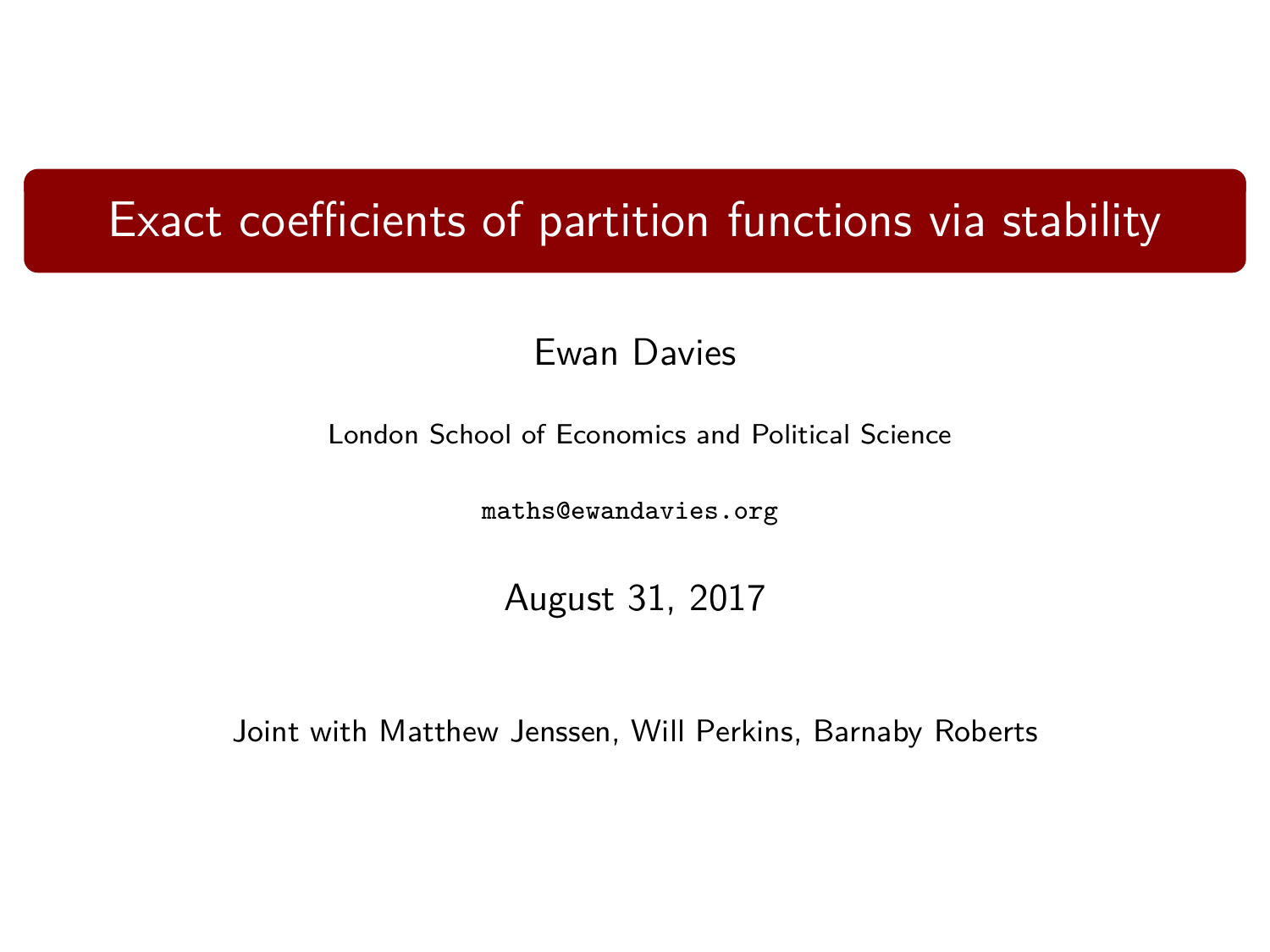# Exact coefficients of partition functions via stability

Ewan Davies

London School of Economics and Political Science

maths@ewandavies.org

August 31, 2017

Joint with Matthew Jenssen, Will Perkins, Barnaby Roberts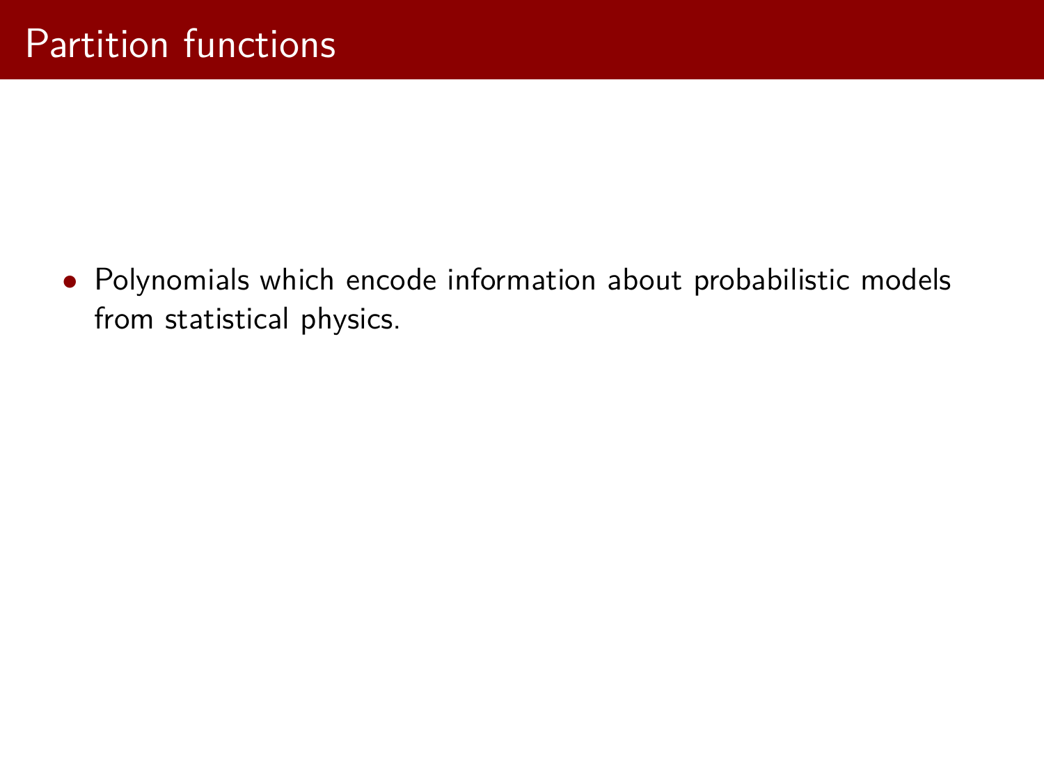# Partition functions

- Polynomials which encode information about probabilistic models from statistical physics.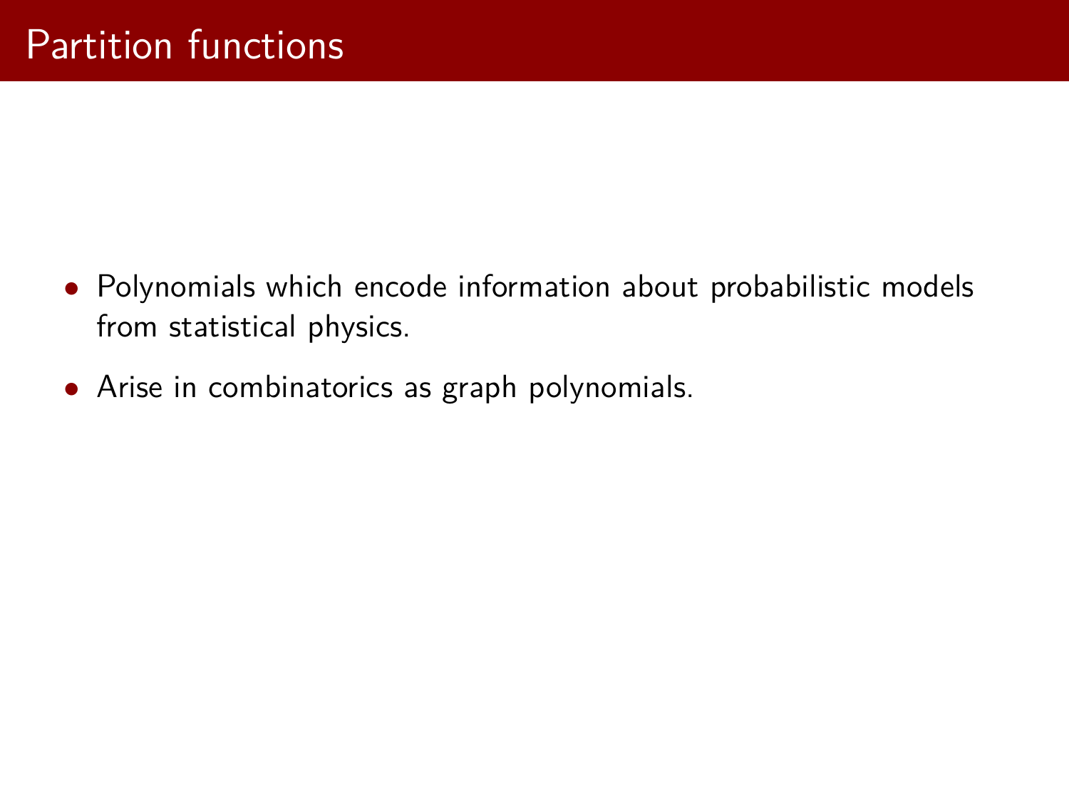# Partition functions

- Polynomials which encode information about probabilistic models from statistical physics.
- Arise in combinatorics as graph polynomials.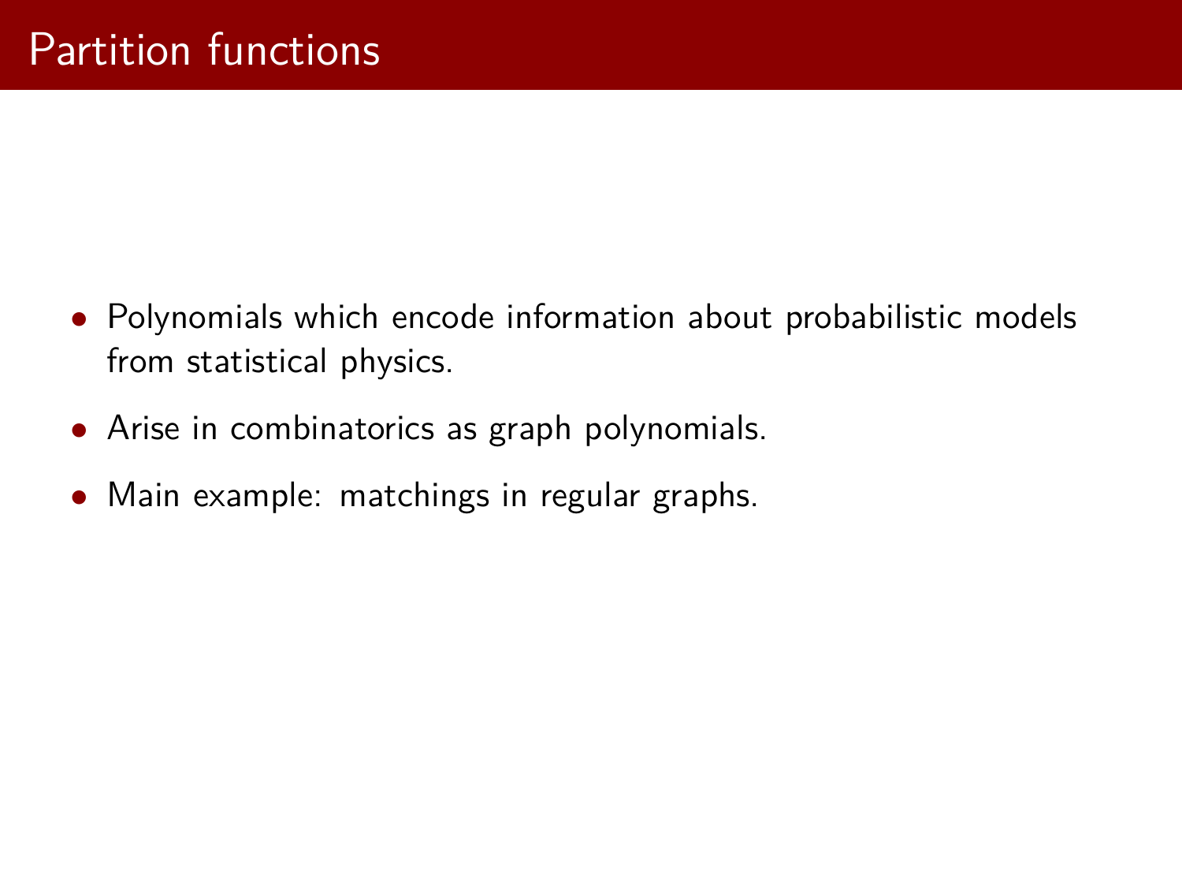# Partition functions

- Polynomials which encode information about probabilistic models from statistical physics.
- Arise in combinatorics as graph polynomials.
- Main example: matchings in regular graphs.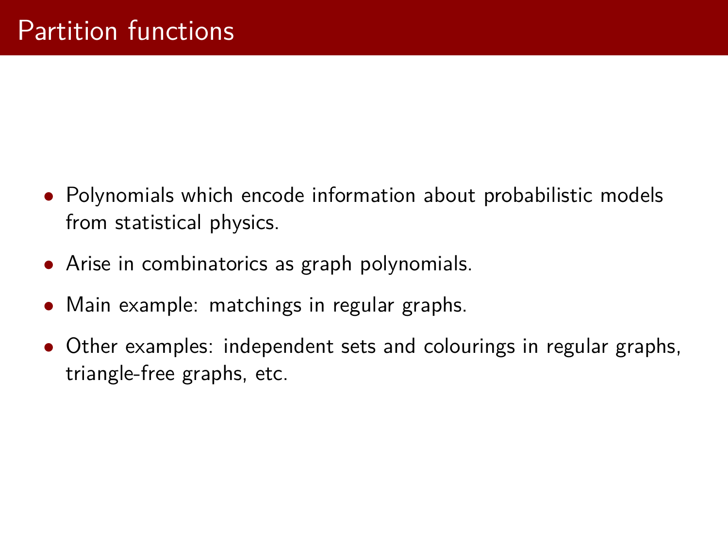# Partition functions

- Polynomials which encode information about probabilistic models from statistical physics.
- Arise in combinatorics as graph polynomials.
- Main example: matchings in regular graphs.
- Other examples: independent sets and colourings in regular graphs, triangle-free graphs, etc.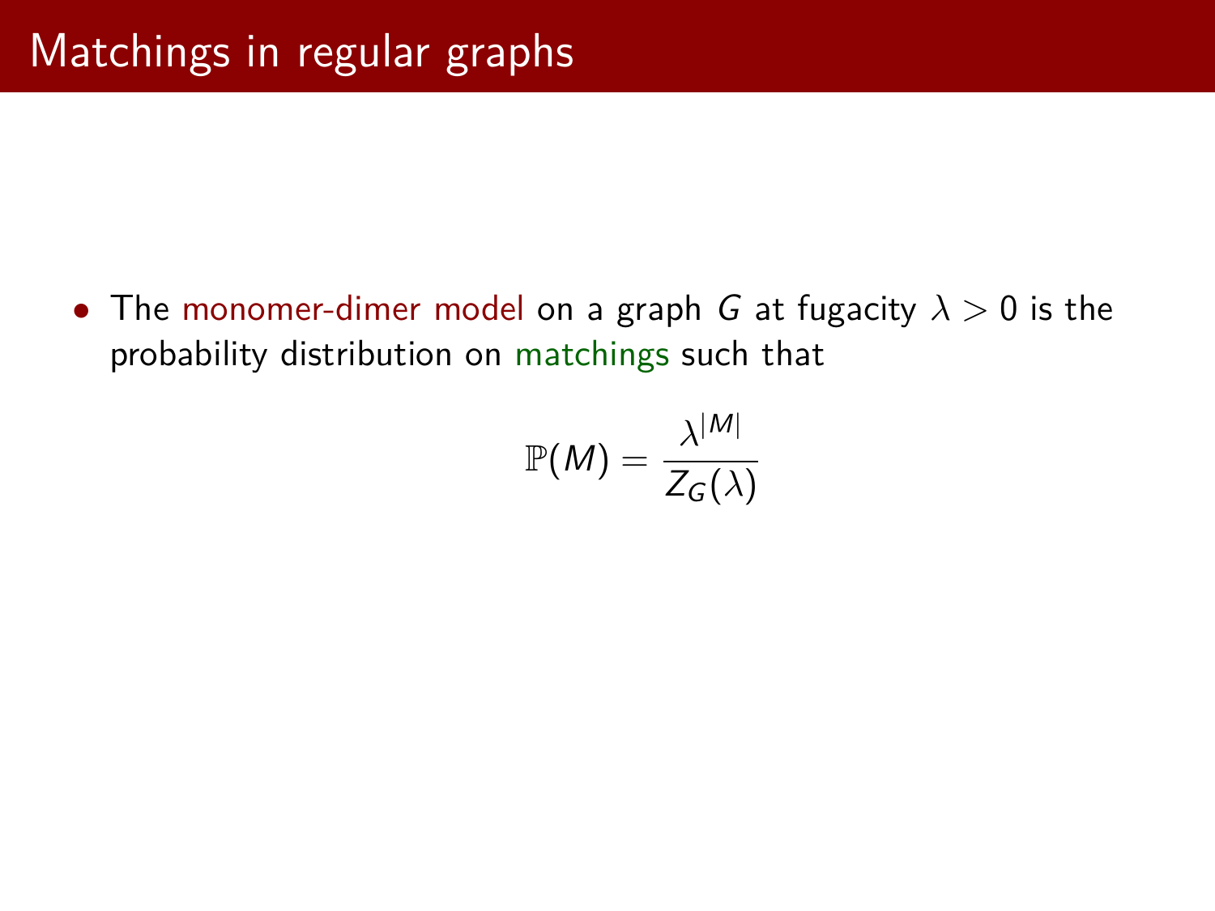# Matchings in regular graphs

- The monomer-dimer model on a graph $G$ at fugacity $\lambda > 0$ is the probability distribution on matchings such that

$$\mathbb{P}(M) = \frac{\lambda^{|M|}}{Z_G(\lambda)}$$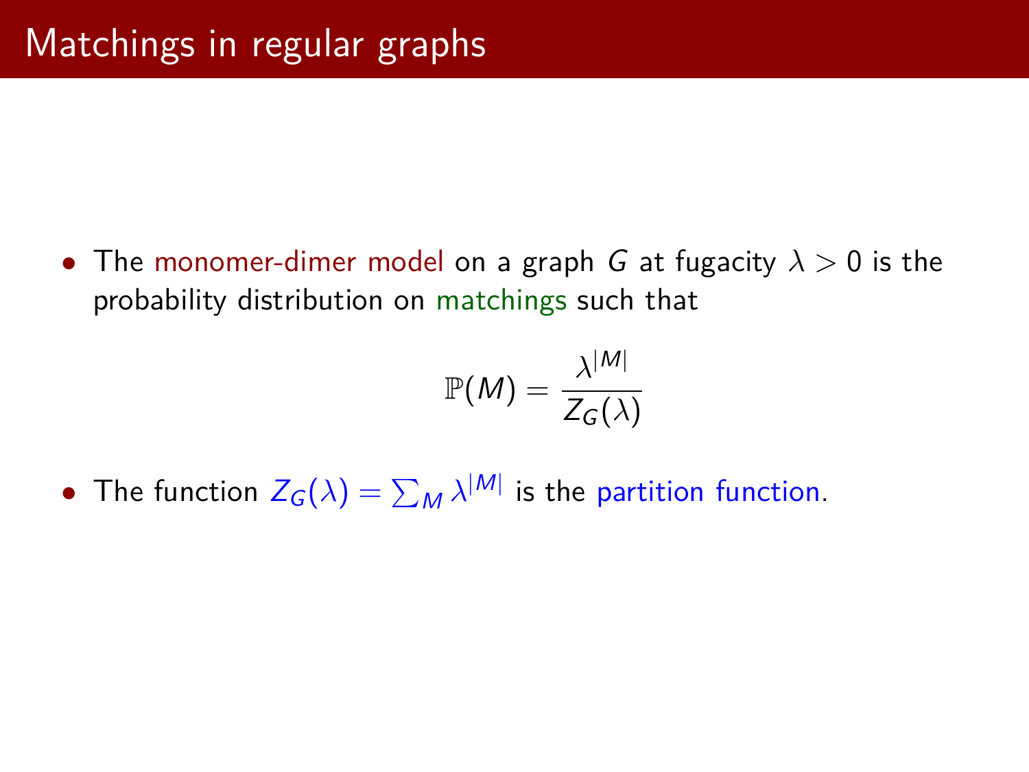# Matchings in regular graphs

- The monomer-dimer model on a graph $G$ at fugacity $\lambda > 0$ is the probability distribution on matchings such that

$$\mathbb{P}(M) = \frac{\lambda^{|M|}}{Z_G(\lambda)}$$

- The function $Z_G(\lambda) = \sum_M \lambda^{|M|}$ is the partition function.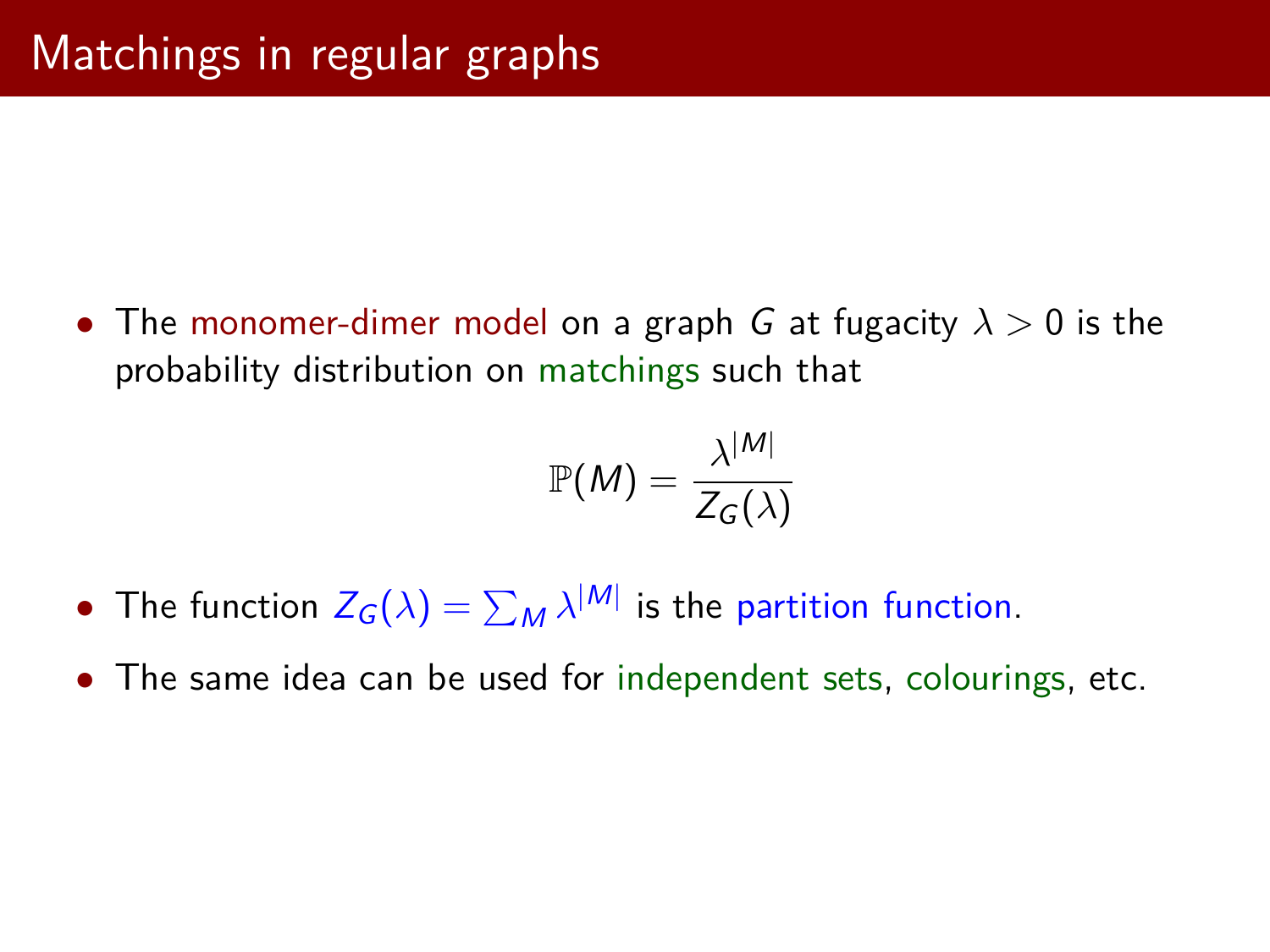# Matchings in regular graphs

- The monomer-dimer model on a graph $G$ at fugacity $\lambda > 0$ is the probability distribution on matchings such that

$$\mathbb{P}(M) = \frac{\lambda^{|M|}}{Z_G(\lambda)}$$

- The function $Z_G(\lambda) = \sum_M \lambda^{|M|}$ is the partition function.
- The same idea can be used for independent sets, colourings, etc.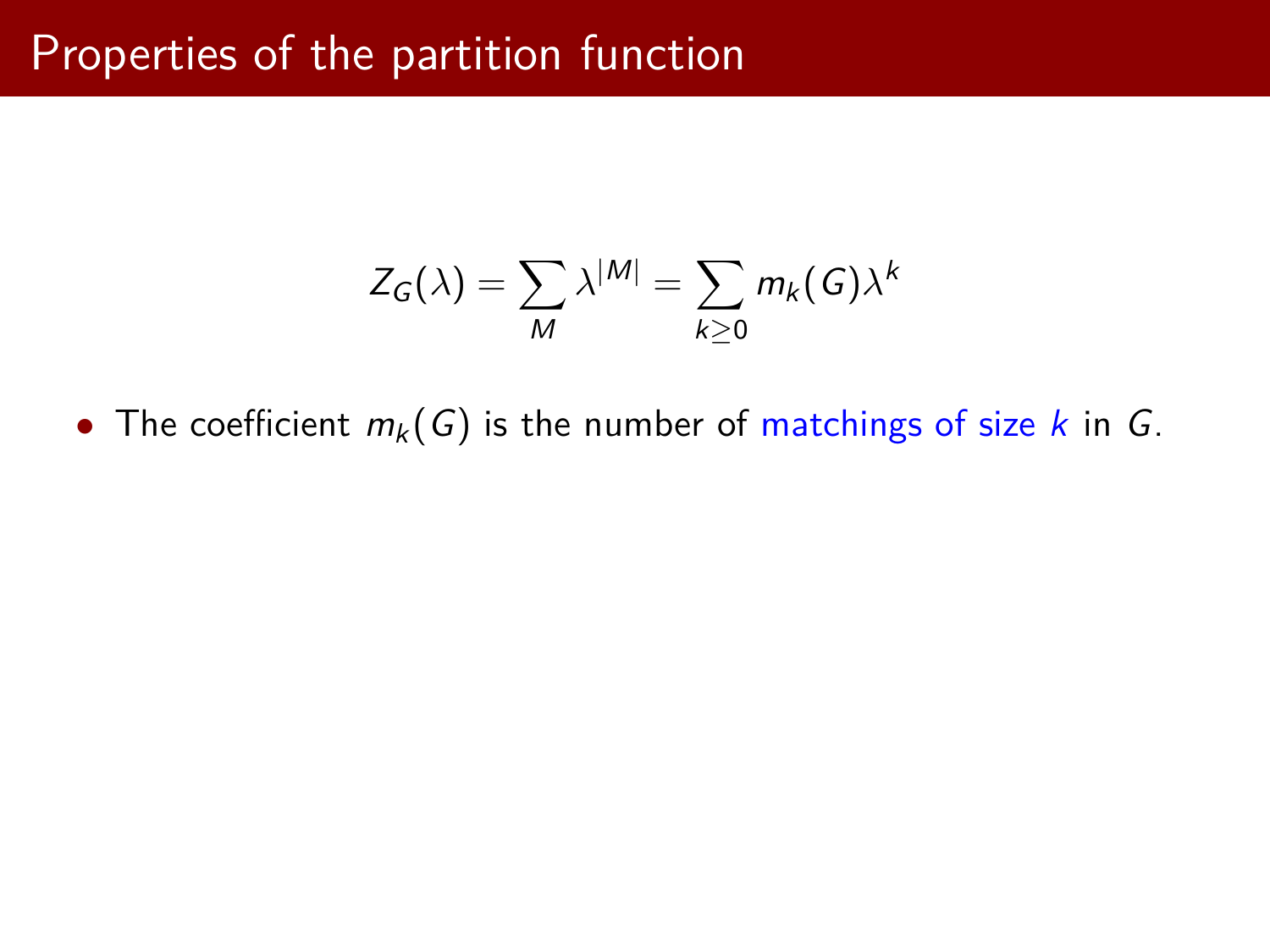# Properties of the partition function

$$Z_G(\lambda) = \sum_M \lambda^{|M|} = \sum_{k \geq 0} m_k(G) \lambda^k$$

- The coefficient $m_k(G)$ is the number of matchings of size $k$ in $G$.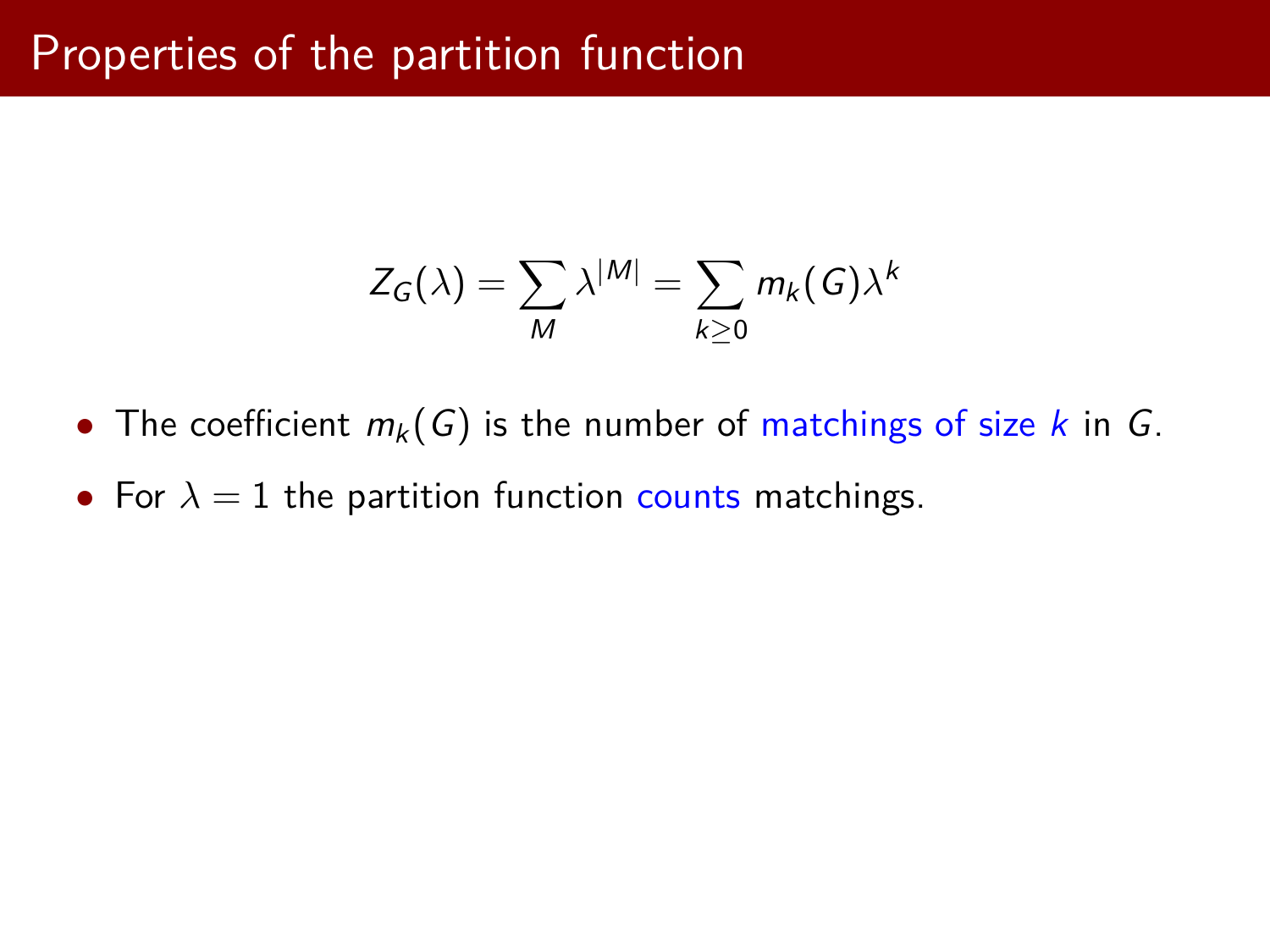# Properties of the partition function

$$Z_G(\lambda) = \sum_{M} \lambda^{|M|} = \sum_{k \geq 0} m_k(G)\lambda^k$$

- The coefficient $m_k(G)$ is the number of matchings of size $k$ in $G$.
- For $\lambda = 1$ the partition function counts matchings.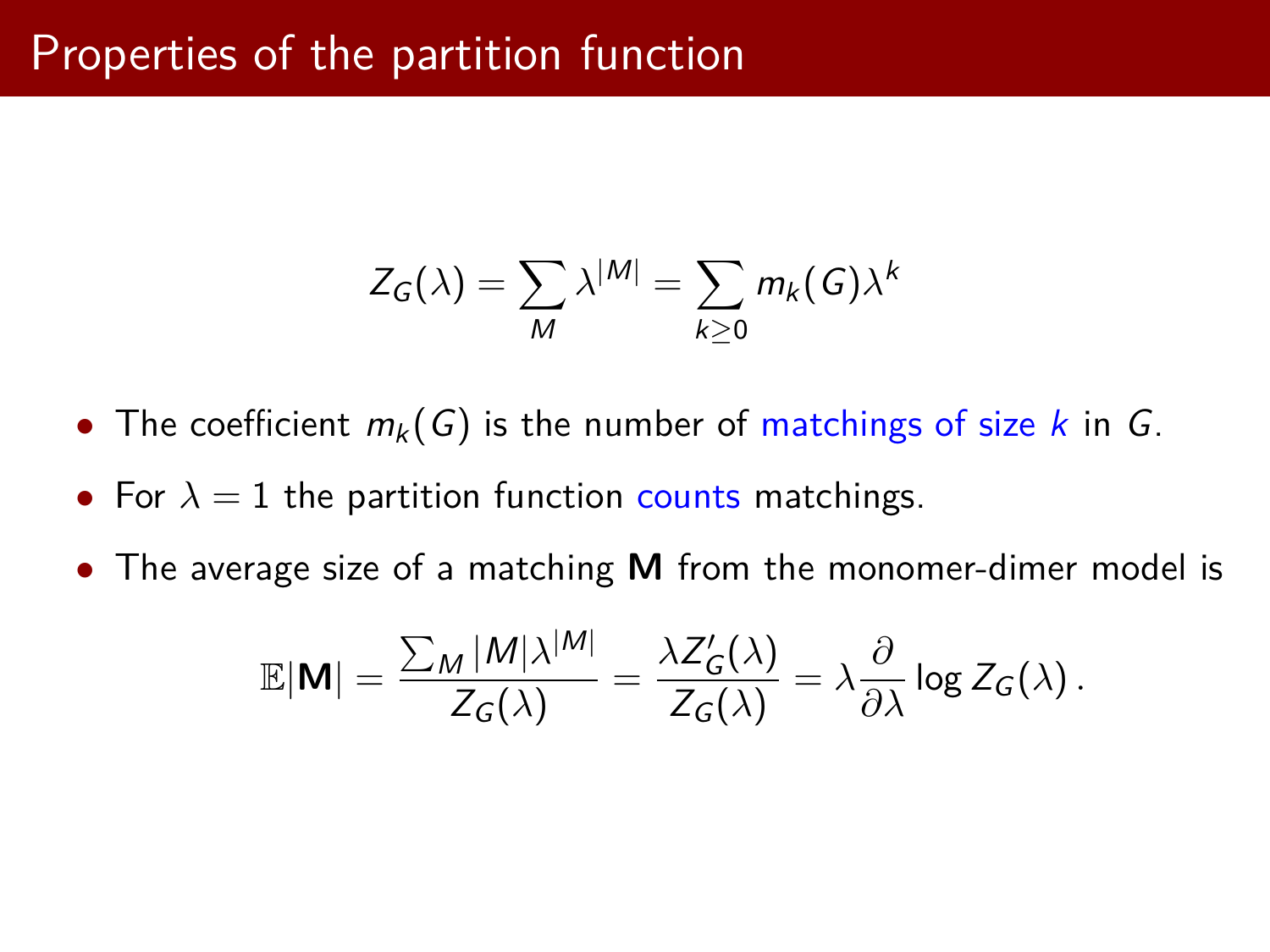# Properties of the partition function

$$Z_G(\lambda) = \sum_M \lambda^{|M|} = \sum_{k \geq 0} m_k(G) \lambda^k$$

- The coefficient $m_k(G)$ is the number of matchings of size $k$ in $G$.
- For $\lambda = 1$ the partition function counts matchings.
- The average size of a matching **M** from the monomer-dimer model is

$$\mathbb{E}|\mathbf{M}| = \frac{\sum_M |M| \lambda^{|M|}}{Z_G(\lambda)} = \frac{\lambda Z_G'(\lambda)}{Z_G(\lambda)} = \lambda \frac{\partial}{\partial \lambda} \log Z_G(\lambda) \, .$$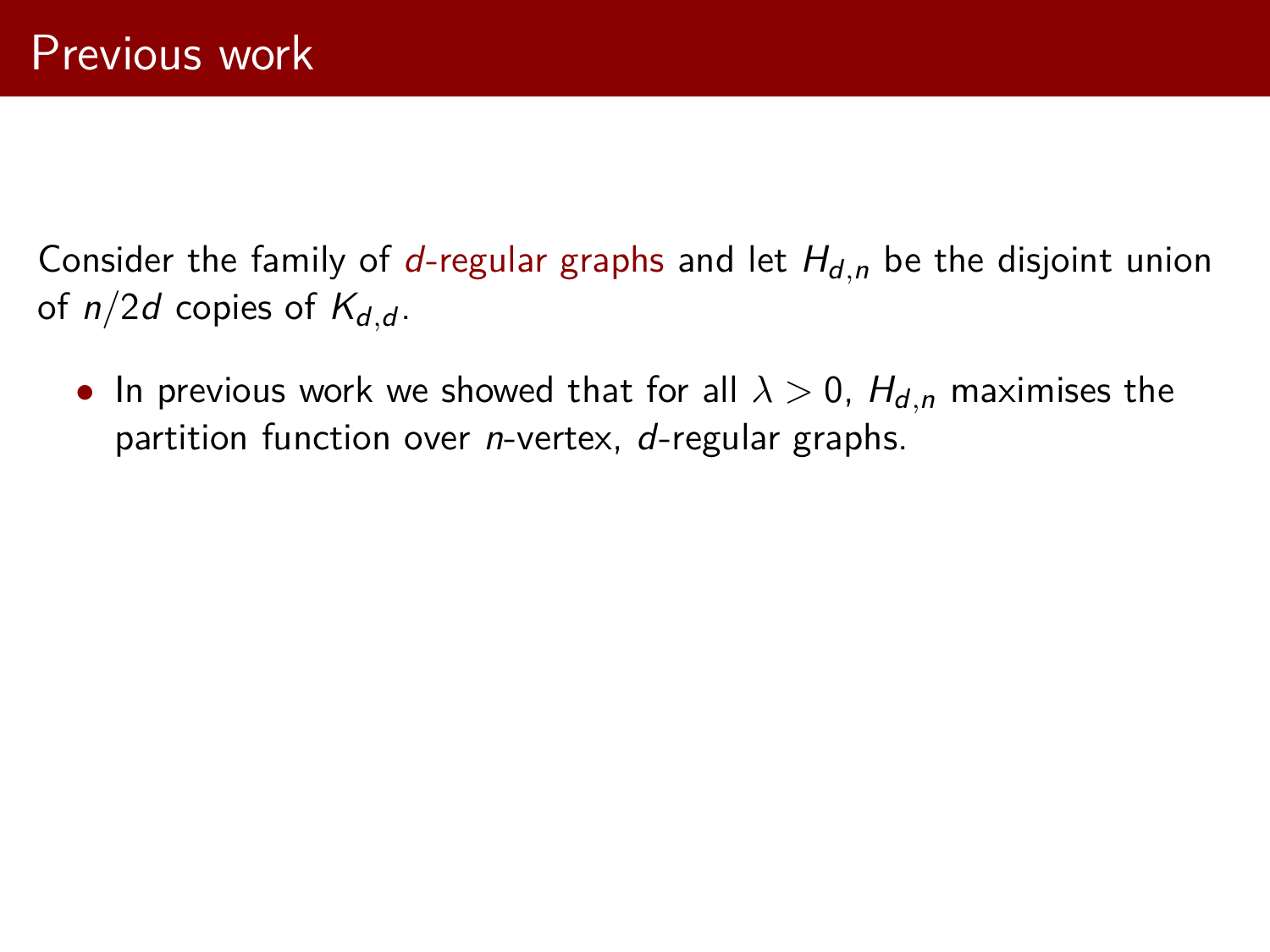# Previous work

Consider the family of $d$-regular graphs and let $H_{d,n}$ be the disjoint union of $n/2d$ copies of $K_{d,d}$.

- In previous work we showed that for all $\lambda > 0$, $H_{d,n}$ maximises the partition function over $n$-vertex, $d$-regular graphs.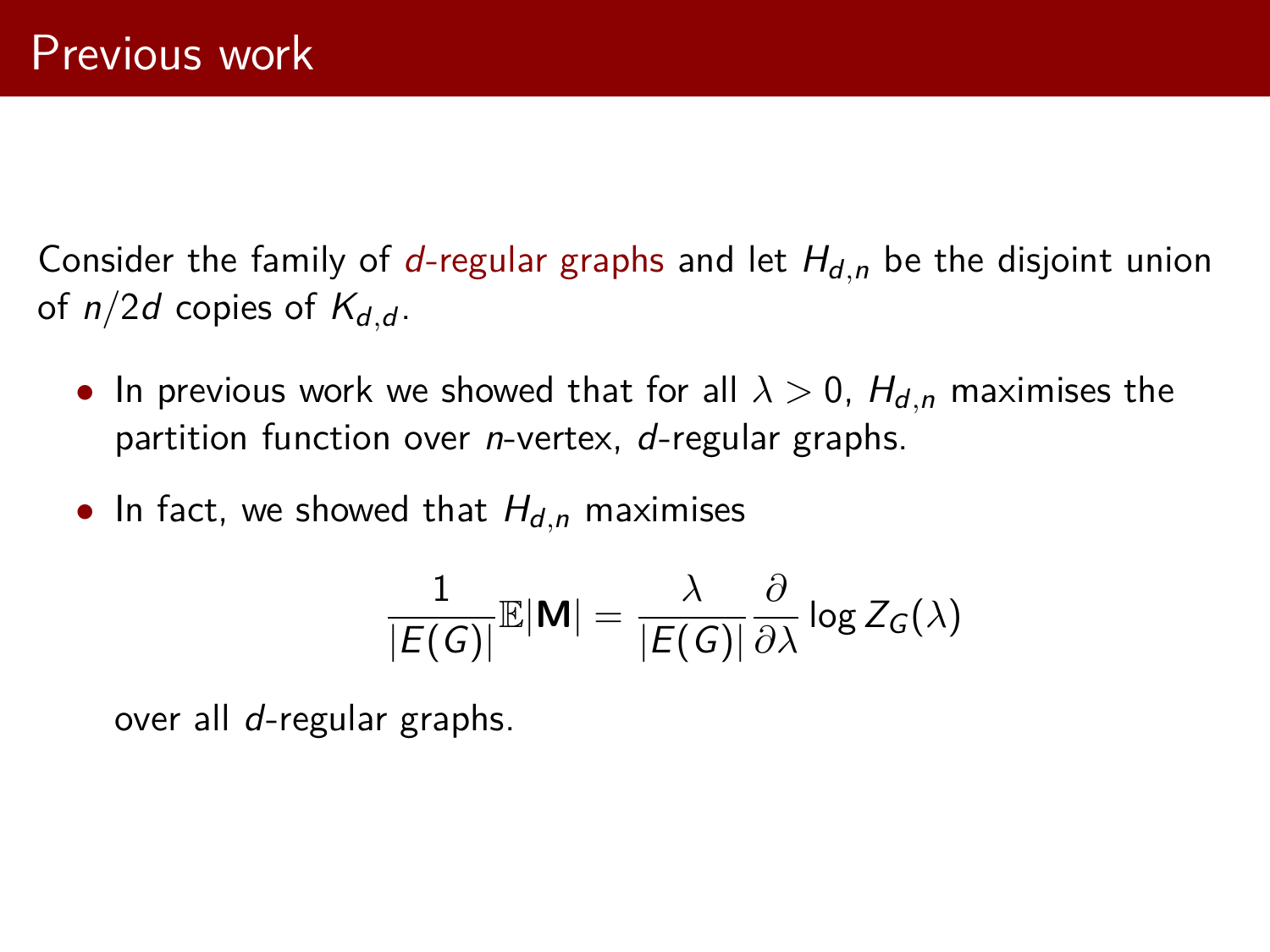# Previous work

Consider the family of $d$-regular graphs and let $H_{d,n}$ be the disjoint union of $n/2d$ copies of $K_{d,d}$.

- In previous work we showed that for all $\lambda > 0$, $H_{d,n}$ maximises the partition function over $n$-vertex, $d$-regular graphs.
- In fact, we showed that $H_{d,n}$ maximises

$$\frac{1}{|E(G)|}\mathbb{E}|\mathbf{M}| = \frac{\lambda}{|E(G)|}\frac{\partial}{\partial \lambda}\log Z_G(\lambda)$$

  over all $d$-regular graphs.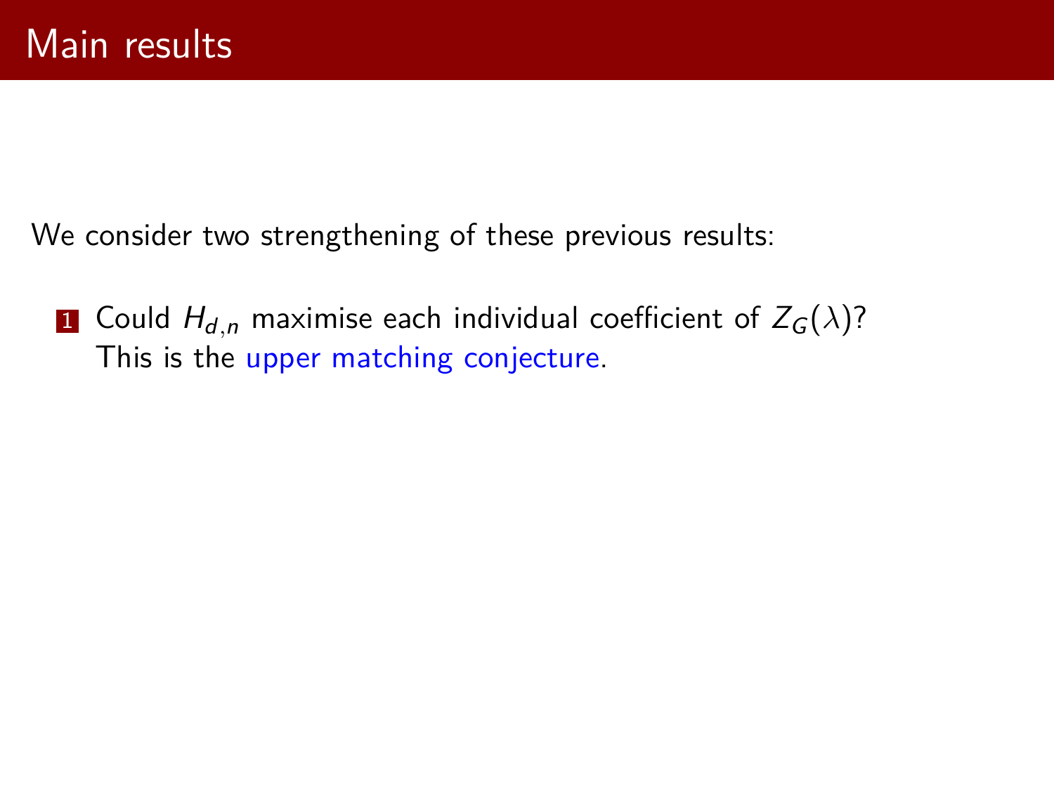# Main results

We consider two strengthening of these previous results:

1. Could $H_{d,n}$ maximise each individual coefficient of $Z_G(\lambda)$?
   This is the upper matching conjecture.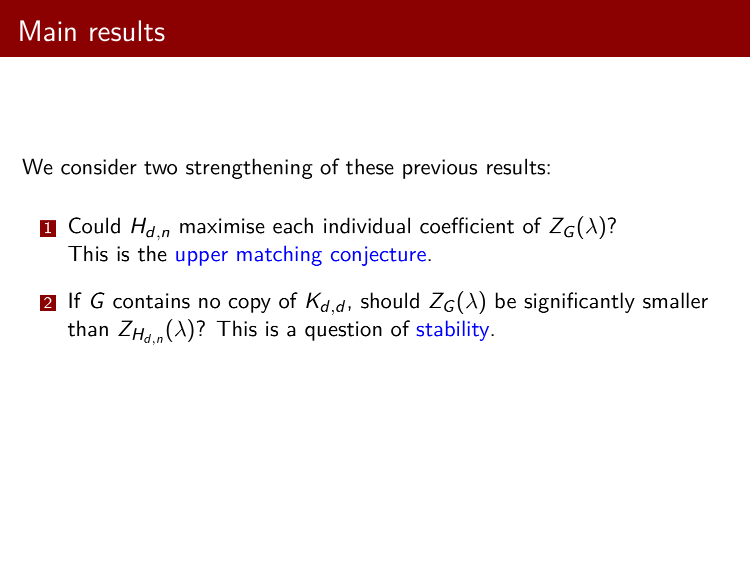# Main results

We consider two strengthening of these previous results:

1. Could $H_{d,n}$ maximise each individual coefficient of $Z_G(\lambda)$?
   This is the upper matching conjecture.
2. If $G$ contains no copy of $K_{d,d}$, should $Z_G(\lambda)$ be significantly smaller than $Z_{H_{d,n}}(\lambda)$? This is a question of stability.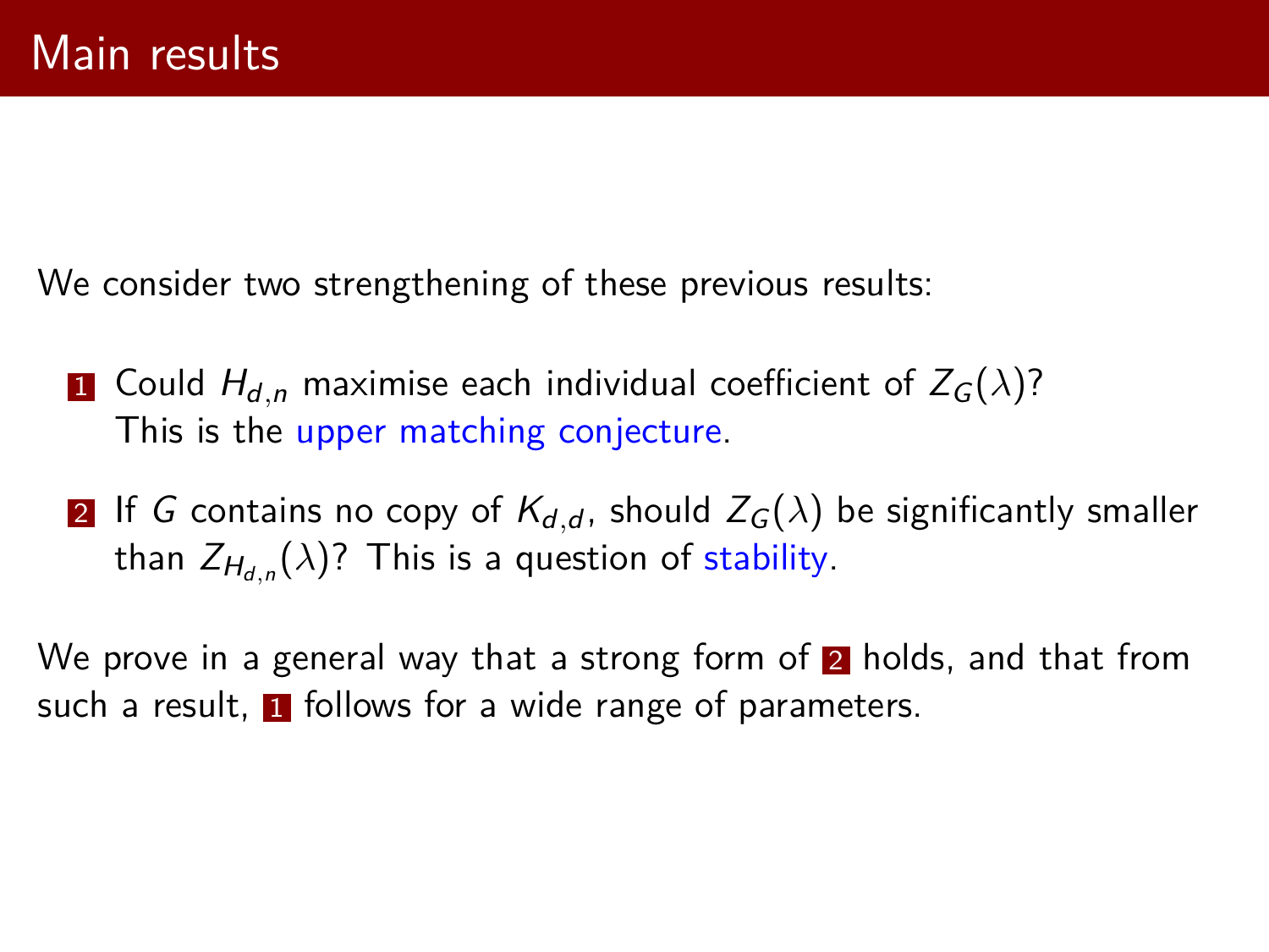# Main results

We consider two strengthening of these previous results:

1. Could $H_{d,n}$ maximise each individual coefficient of $Z_G(\lambda)$? This is the upper matching conjecture.
2. If $G$ contains no copy of $K_{d,d}$, should $Z_G(\lambda)$ be significantly smaller than $Z_{H_{d,n}}(\lambda)$? This is a question of stability.

We prove in a general way that a strong form of 2 holds, and that from such a result, 1 follows for a wide range of parameters.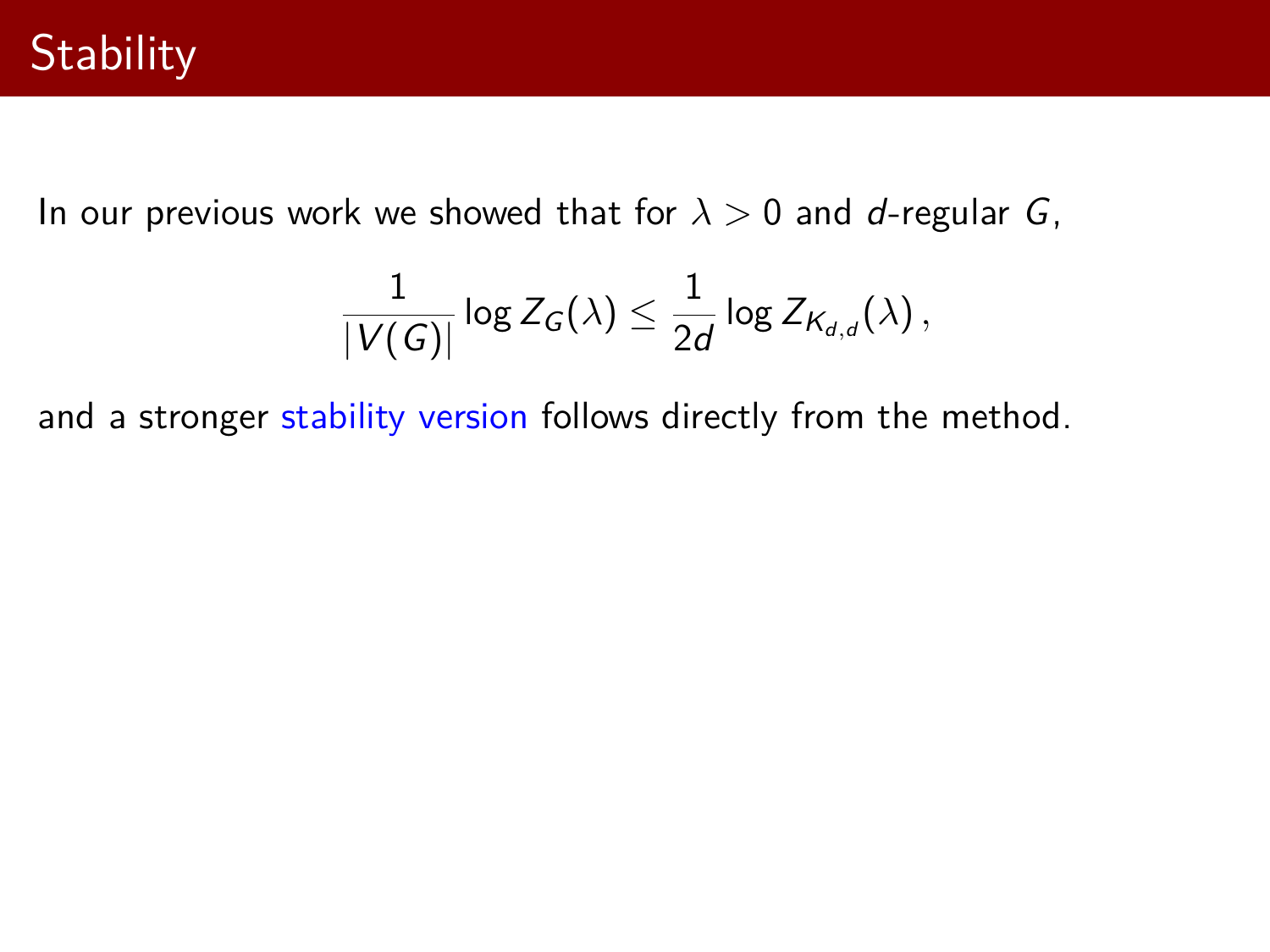# Stability

In our previous work we showed that for $\lambda > 0$ and $d$-regular $G$,

$$\frac{1}{|V(G)|} \log Z_G(\lambda) \leq \frac{1}{2d} \log Z_{K_{d,d}}(\lambda)\,,$$

and a stronger stability version follows directly from the method.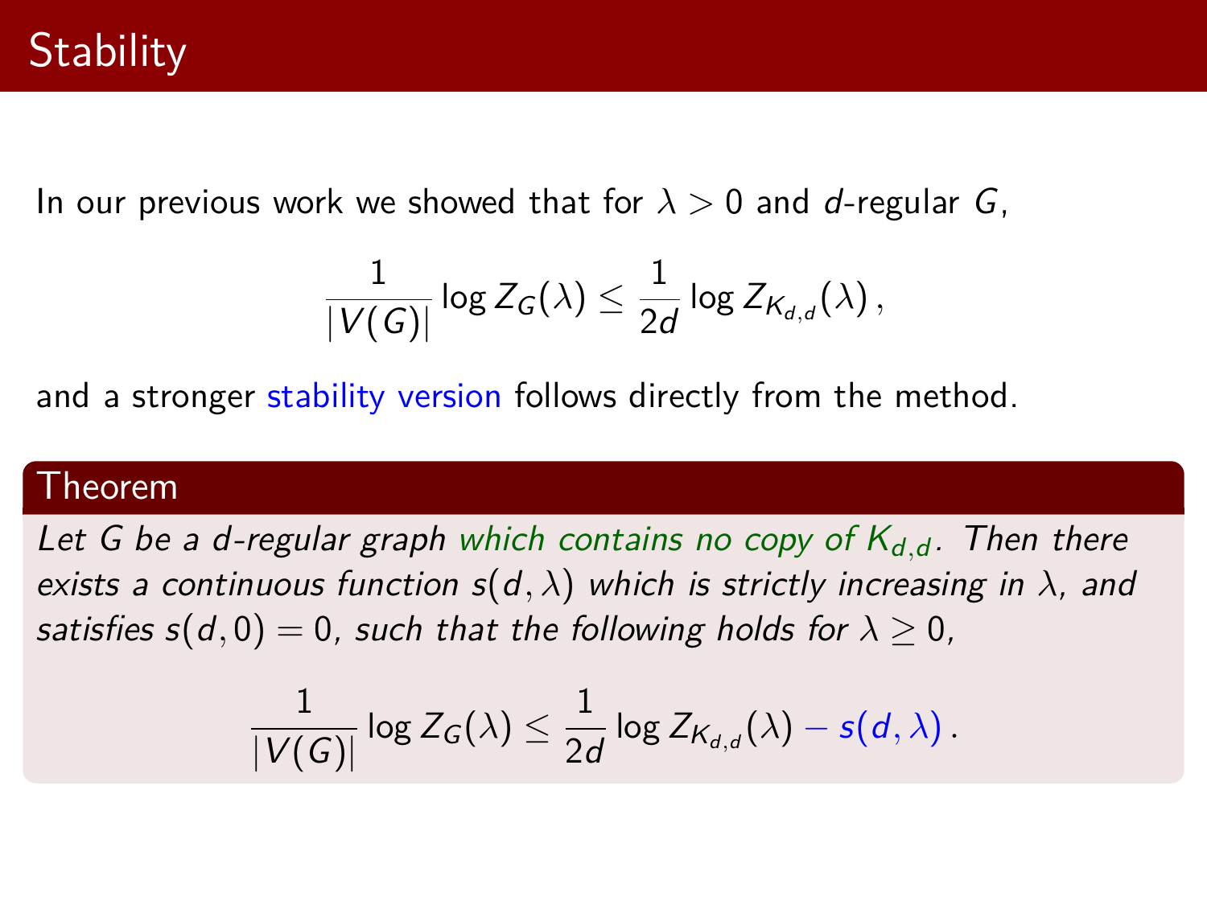# Stability

In our previous work we showed that for $\lambda > 0$ and $d$-regular $G$,

$$\frac{1}{|V(G)|} \log Z_G(\lambda) \leq \frac{1}{2d} \log Z_{K_{d,d}}(\lambda) \, ,$$

and a stronger stability version follows directly from the method.

**Theorem**

*Let $G$ be a $d$-regular graph which contains no copy of $K_{d,d}$. Then there exists a continuous function $s(d, \lambda)$ which is strictly increasing in $\lambda$, and satisfies $s(d, 0) = 0$, such that the following holds for $\lambda \geq 0$,*

$$\frac{1}{|V(G)|} \log Z_G(\lambda) \leq \frac{1}{2d} \log Z_{K_{d,d}}(\lambda) - s(d, \lambda) \, .$$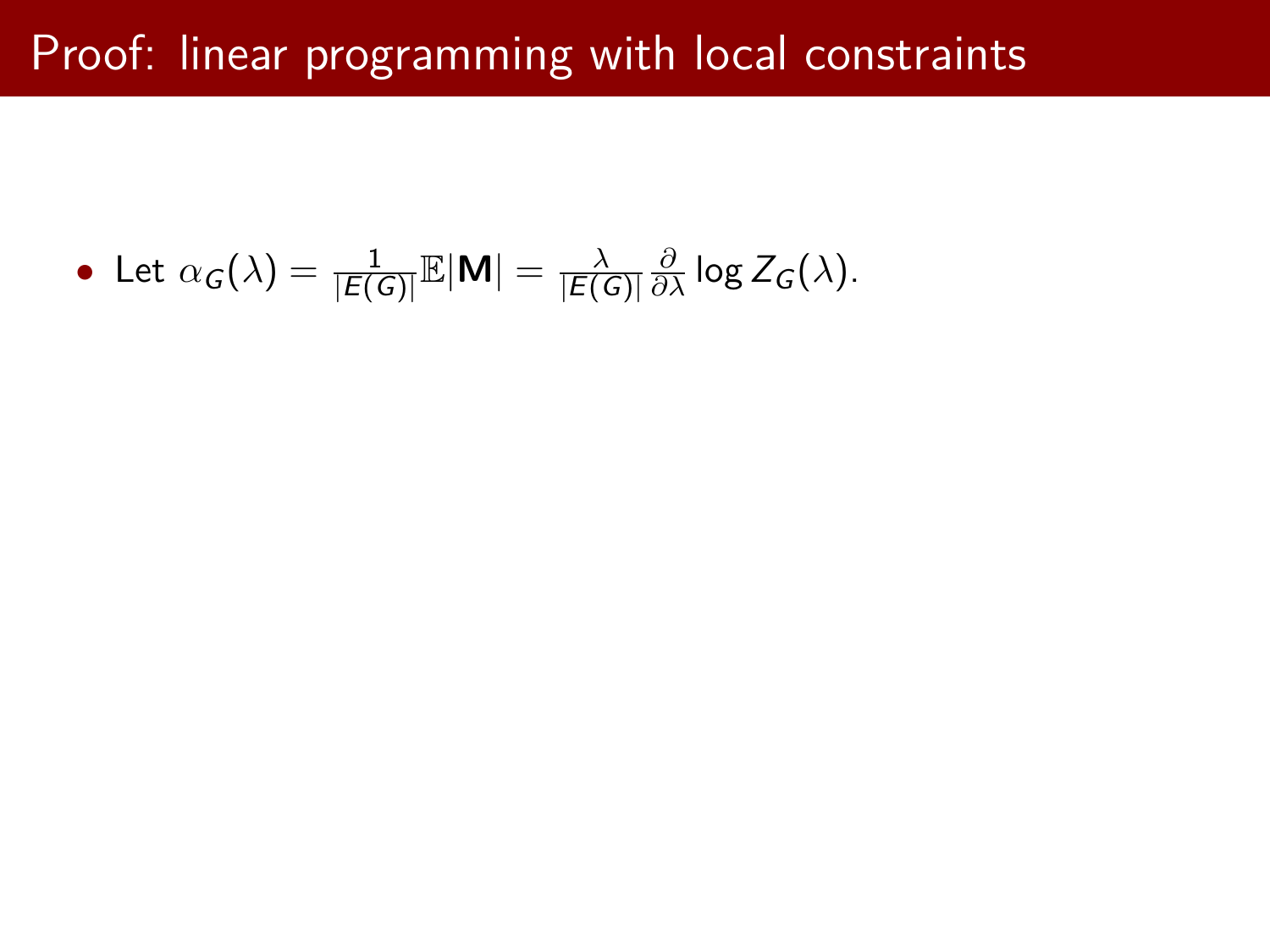# Proof: linear programming with local constraints

- Let $\alpha_G(\lambda) = \frac{1}{|E(G)|}\mathbb{E}|\mathbf{M}| = \frac{\lambda}{|E(G)|}\frac{\partial}{\partial \lambda}\log Z_G(\lambda)$.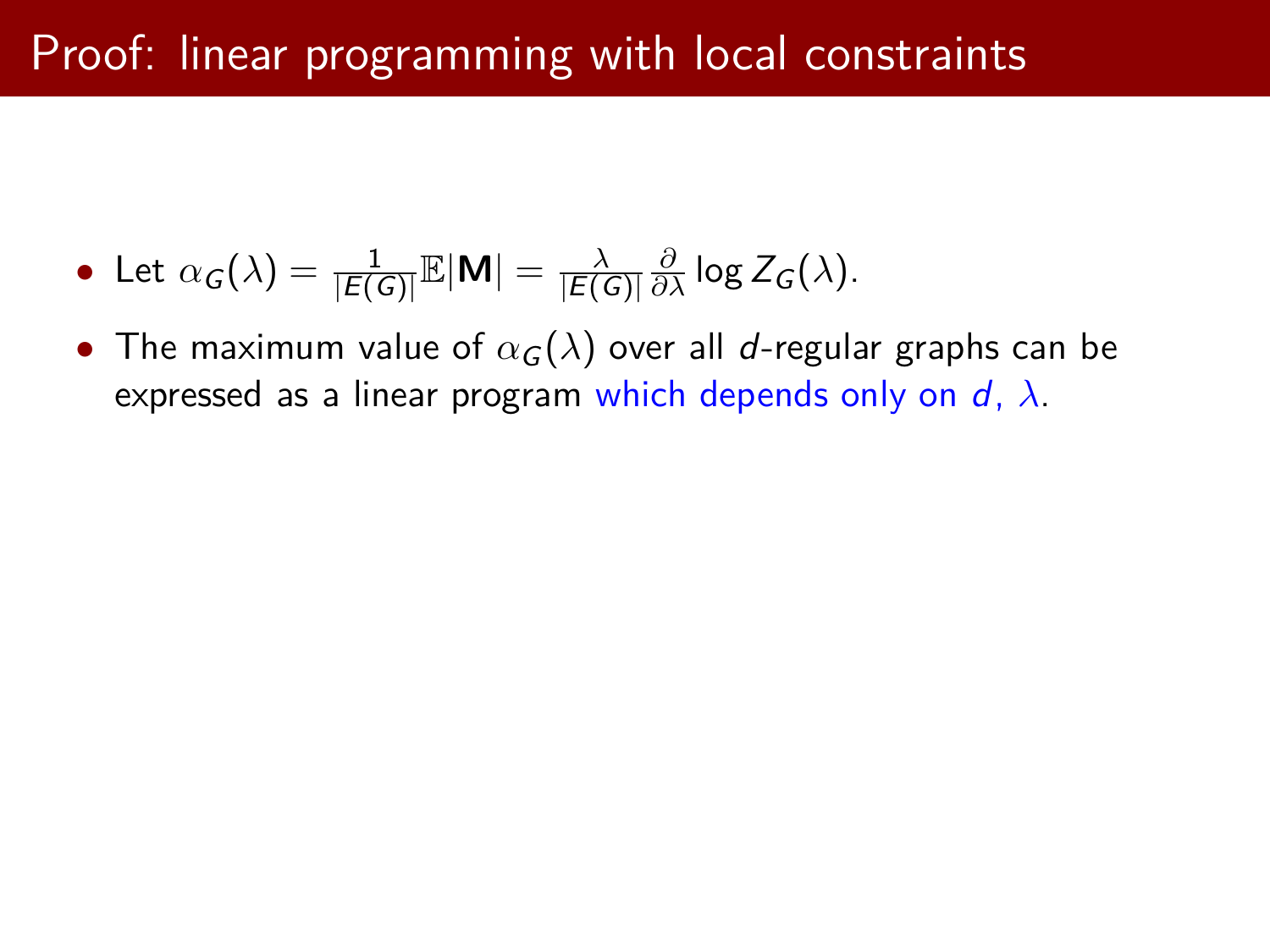# Proof: linear programming with local constraints

- Let $\alpha_G(\lambda) = \frac{1}{|E(G)|}\mathbb{E}|\mathbf{M}| = \frac{\lambda}{|E(G)|}\frac{\partial}{\partial \lambda}\log Z_G(\lambda)$.
- The maximum value of $\alpha_G(\lambda)$ over all $d$-regular graphs can be expressed as a linear program which depends only on $d$, $\lambda$.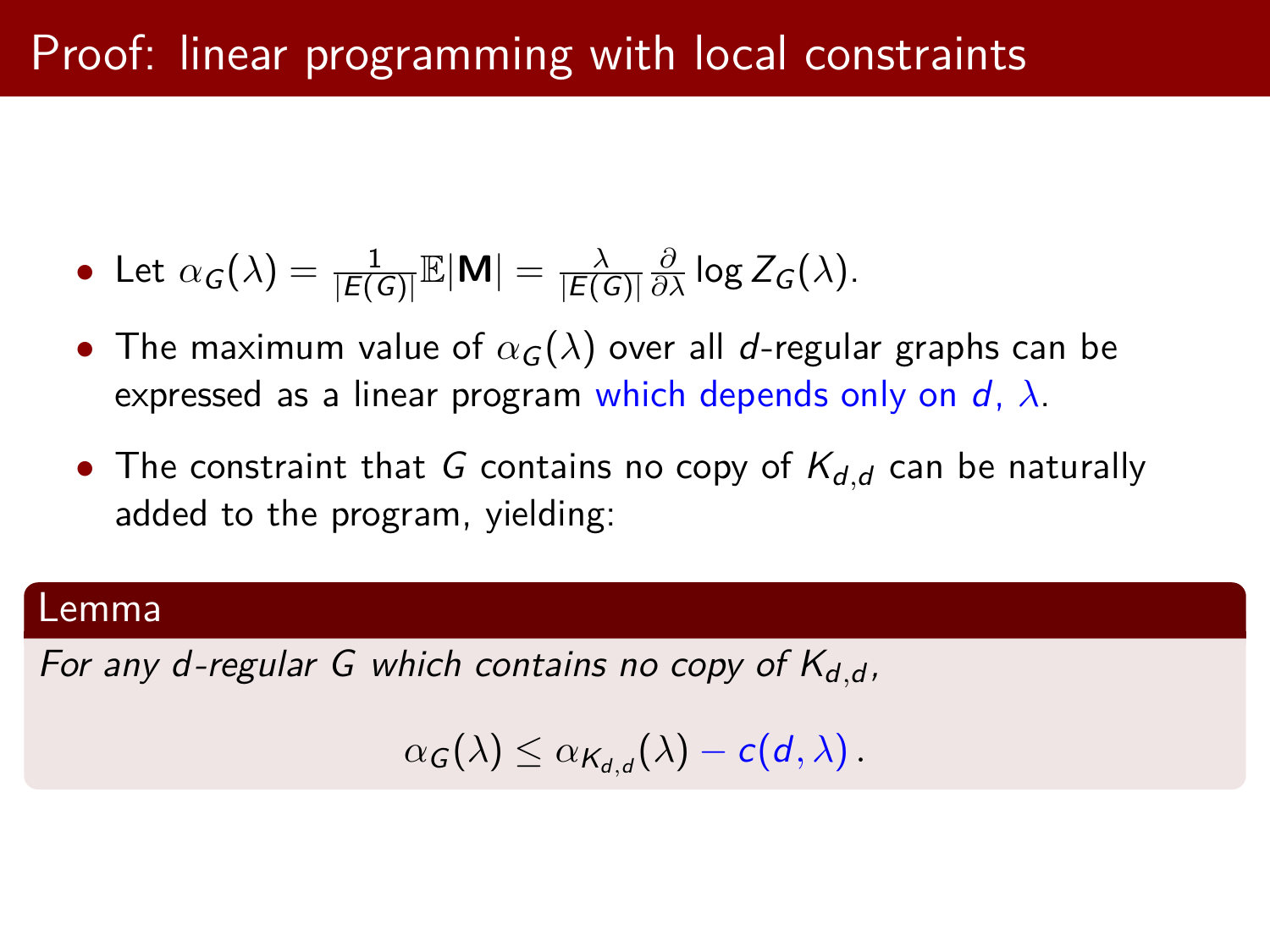# Proof: linear programming with local constraints

- Let $\alpha_G(\lambda) = \frac{1}{|E(G)|}\mathbb{E}|\mathbf{M}| = \frac{\lambda}{|E(G)|}\frac{\partial}{\partial\lambda}\log Z_G(\lambda)$.
- The maximum value of $\alpha_G(\lambda)$ over all $d$-regular graphs can be expressed as a linear program which depends only on $d$, $\lambda$.
- The constraint that $G$ contains no copy of $K_{d,d}$ can be naturally added to the program, yielding:

**Lemma**

*For any $d$-regular $G$ which contains no copy of $K_{d,d}$,*

$$\alpha_G(\lambda) \leq \alpha_{K_{d,d}}(\lambda) - c(d,\lambda)\,.$$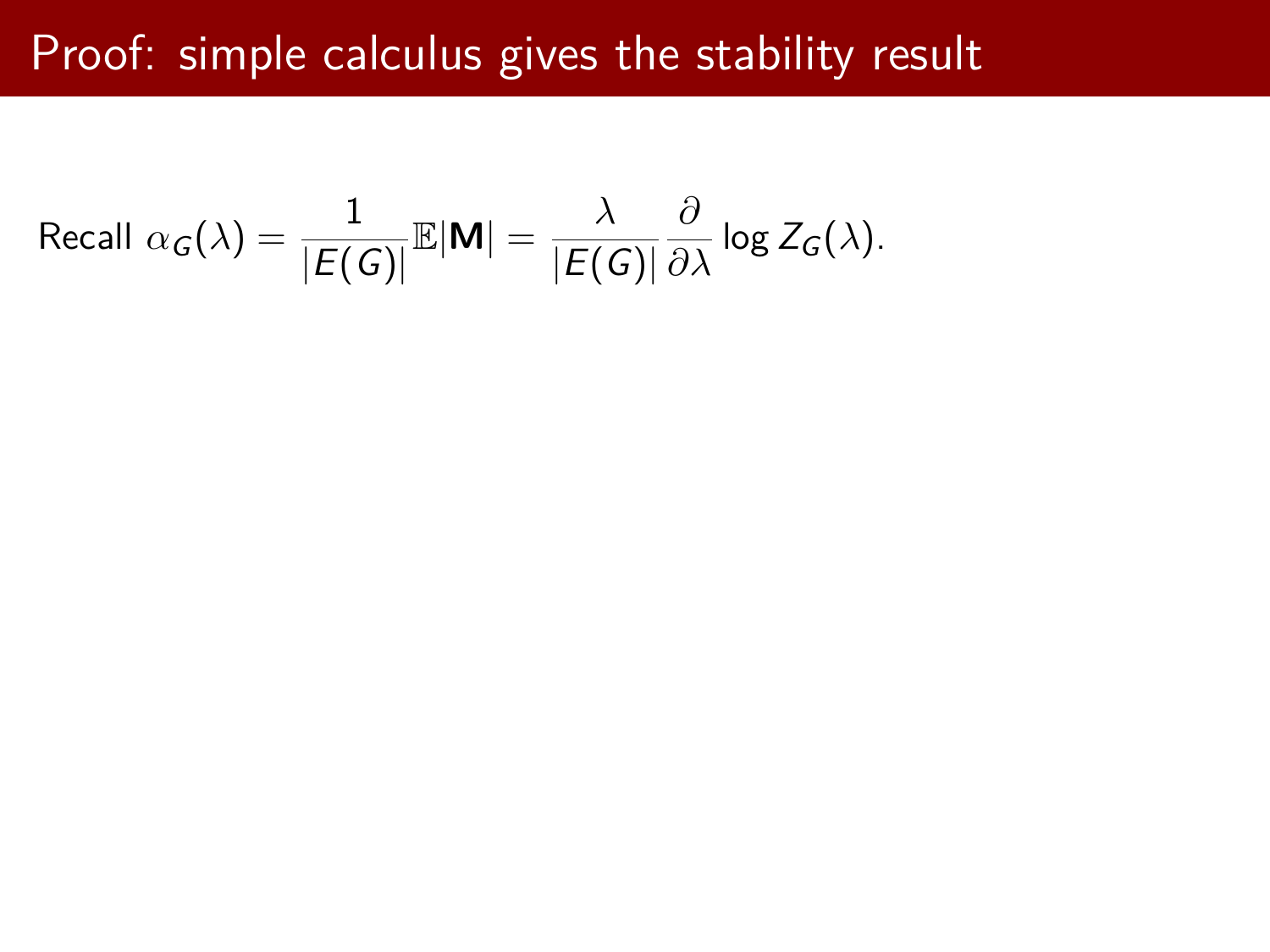# Proof: simple calculus gives the stability result

Recall $\alpha_G(\lambda) = \frac{1}{|E(G)|}\mathbb{E}|\mathbf{M}| = \frac{\lambda}{|E(G)|}\frac{\partial}{\partial \lambda} \log Z_G(\lambda)$.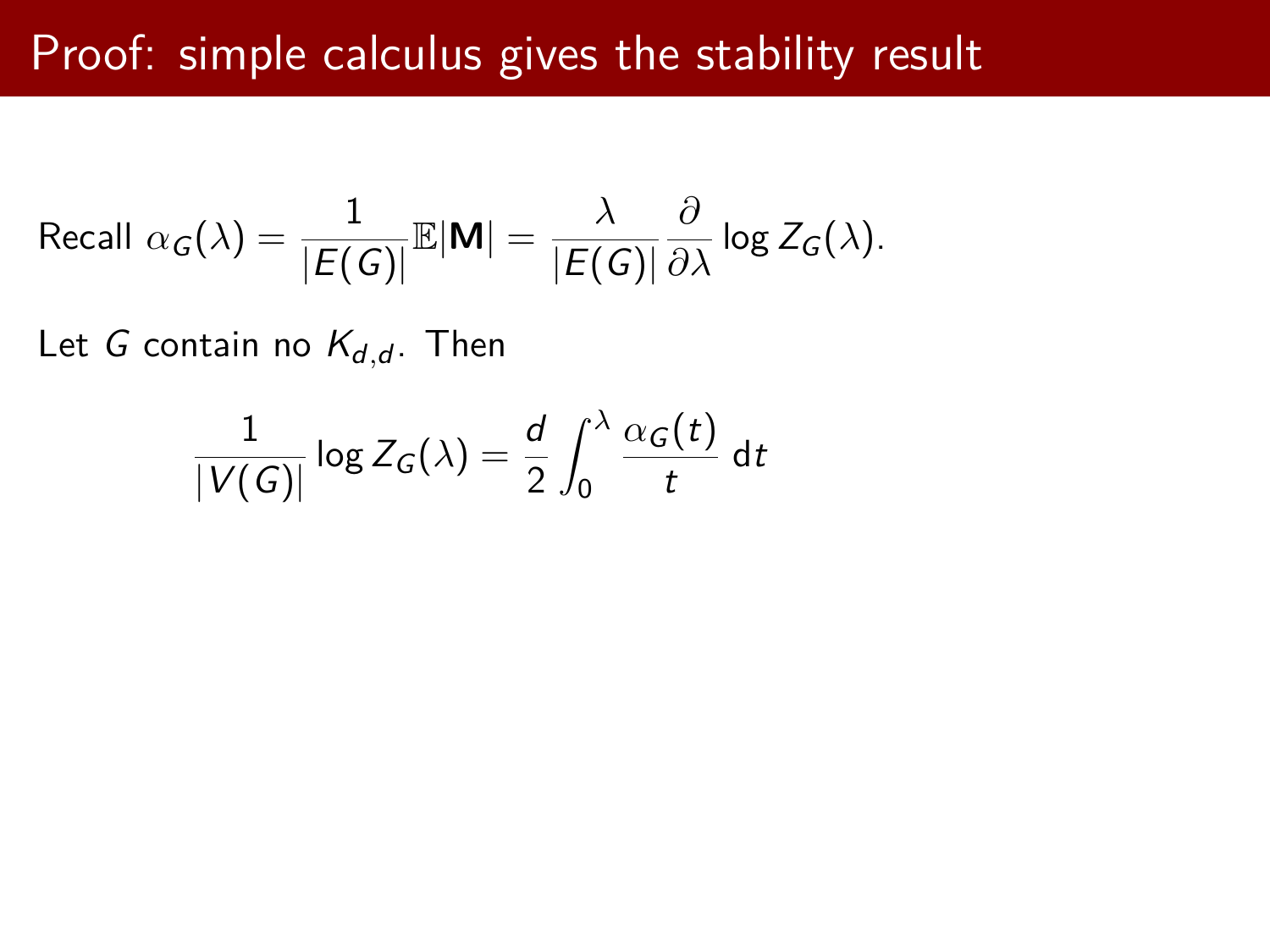# Proof: simple calculus gives the stability result

Recall $\alpha_G(\lambda) = \frac{1}{|E(G)|}\mathbb{E}|\mathbf{M}| = \frac{\lambda}{|E(G)|}\frac{\partial}{\partial \lambda}\log Z_G(\lambda)$.

Let $G$ contain no $K_{d,d}$. Then

$$\frac{1}{|V(G)|}\log Z_G(\lambda) = \frac{d}{2}\int_0^\lambda \frac{\alpha_G(t)}{t}\,\mathrm{d}t$$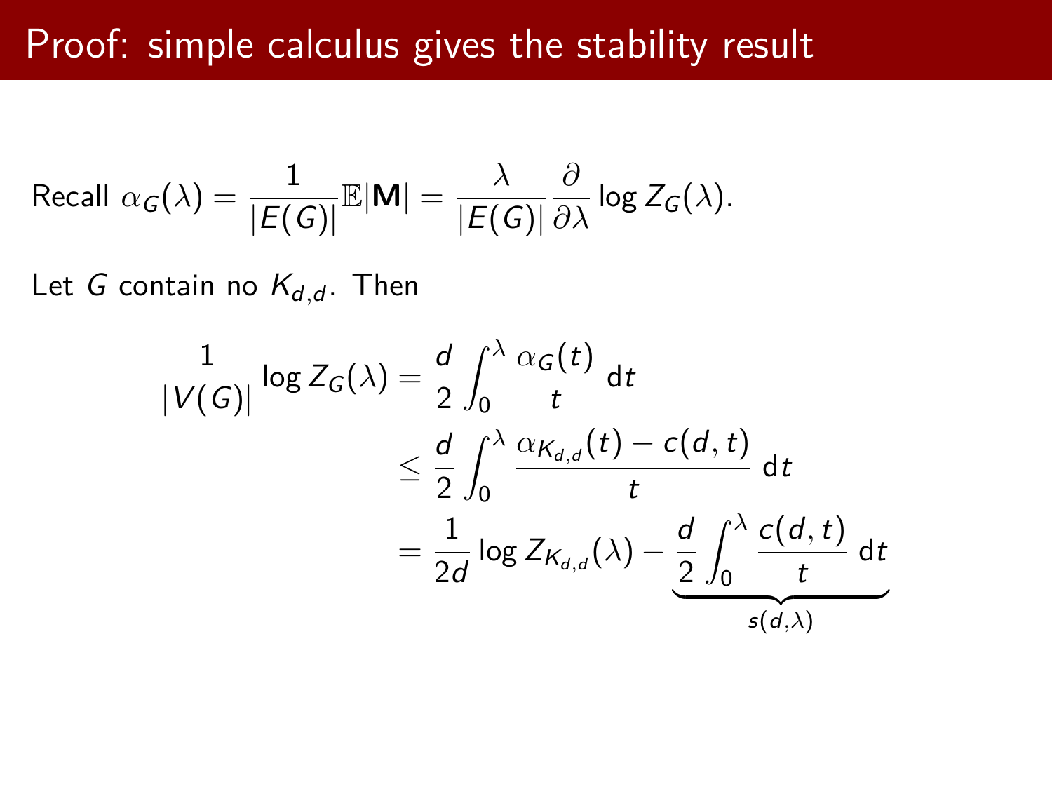# Proof: simple calculus gives the stability result

Recall $\alpha_G(\lambda) = \frac{1}{|E(G)|}\mathbb{E}|\mathbf{M}| = \frac{\lambda}{|E(G)|}\frac{\partial}{\partial \lambda}\log Z_G(\lambda)$.

Let $G$ contain no $K_{d,d}$. Then

$$
\begin{aligned}
\frac{1}{|V(G)|}\log Z_G(\lambda) &= \frac{d}{2}\int_0^\lambda \frac{\alpha_G(t)}{t}\,\mathrm{d}t \\
&\leq \frac{d}{2}\int_0^\lambda \frac{\alpha_{K_{d,d}}(t) - c(d,t)}{t}\,\mathrm{d}t \\
&= \frac{1}{2d}\log Z_{K_{d,d}}(\lambda) - \underbrace{\frac{d}{2}\int_0^\lambda \frac{c(d,t)}{t}\,\mathrm{d}t}_{s(d,\lambda)}
\end{aligned}
$$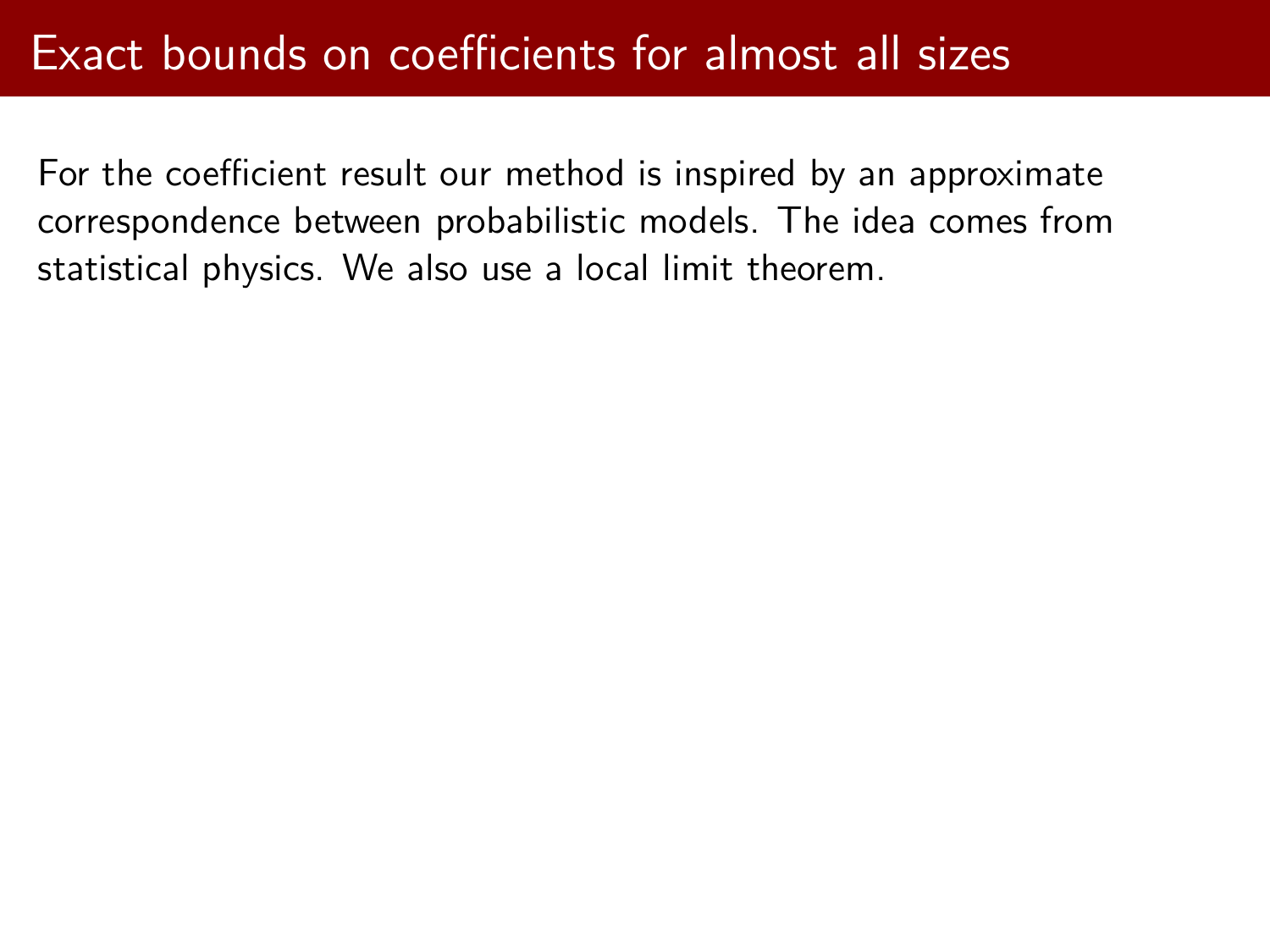# Exact bounds on coefficients for almost all sizes

For the coefficient result our method is inspired by an approximate correspondence between probabilistic models. The idea comes from statistical physics. We also use a local limit theorem.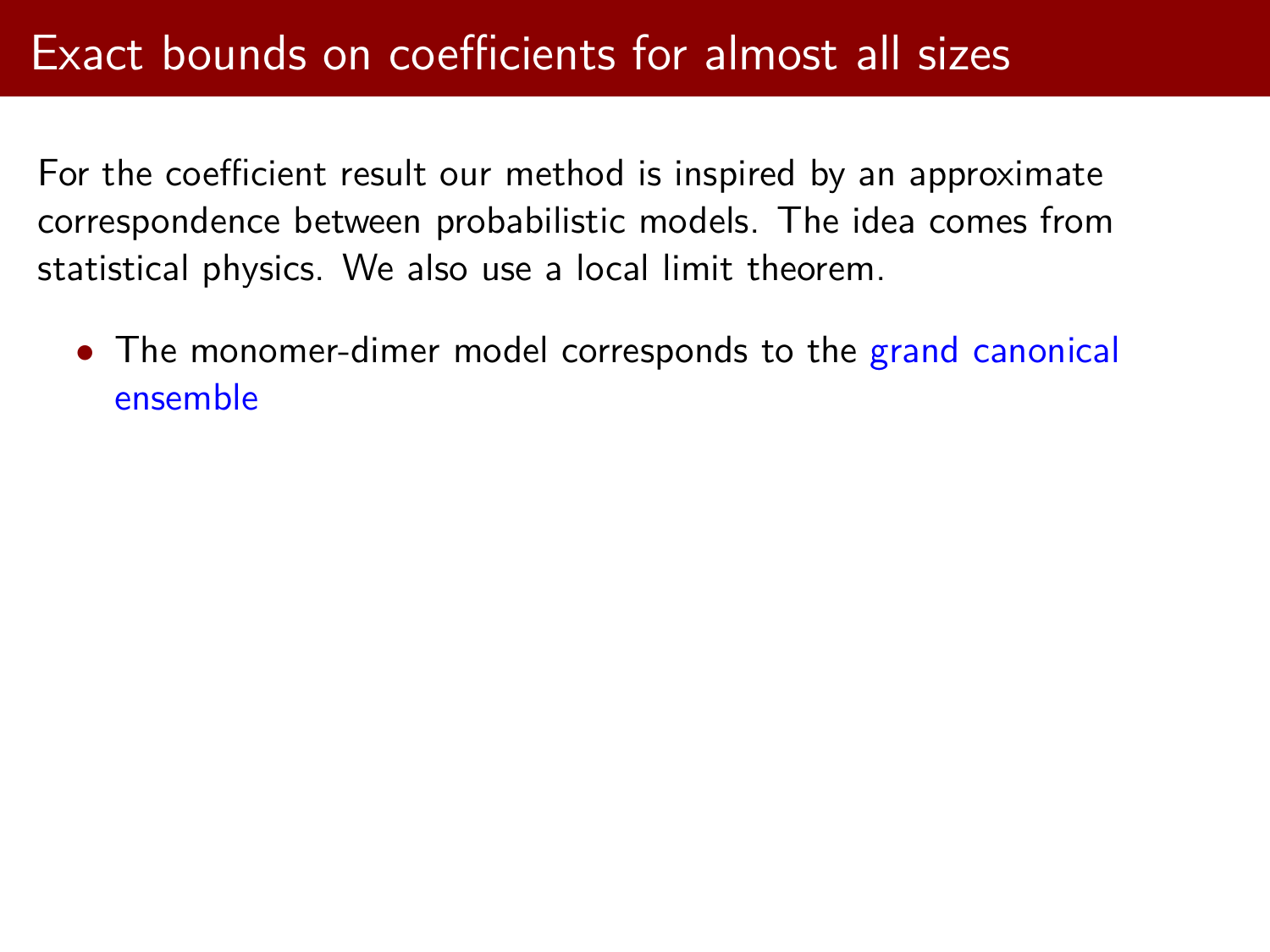# Exact bounds on coefficients for almost all sizes

For the coefficient result our method is inspired by an approximate correspondence between probabilistic models. The idea comes from statistical physics. We also use a local limit theorem.

- The monomer-dimer model corresponds to the grand canonical ensemble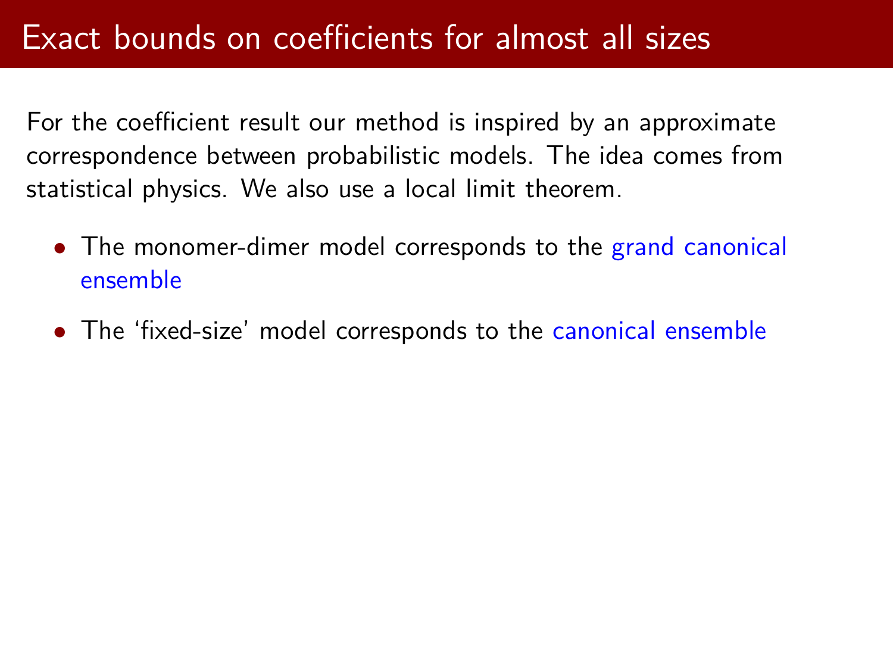# Exact bounds on coefficients for almost all sizes

For the coefficient result our method is inspired by an approximate correspondence between probabilistic models. The idea comes from statistical physics. We also use a local limit theorem.

- The monomer-dimer model corresponds to the grand canonical ensemble
- The ‘fixed-size’ model corresponds to the canonical ensemble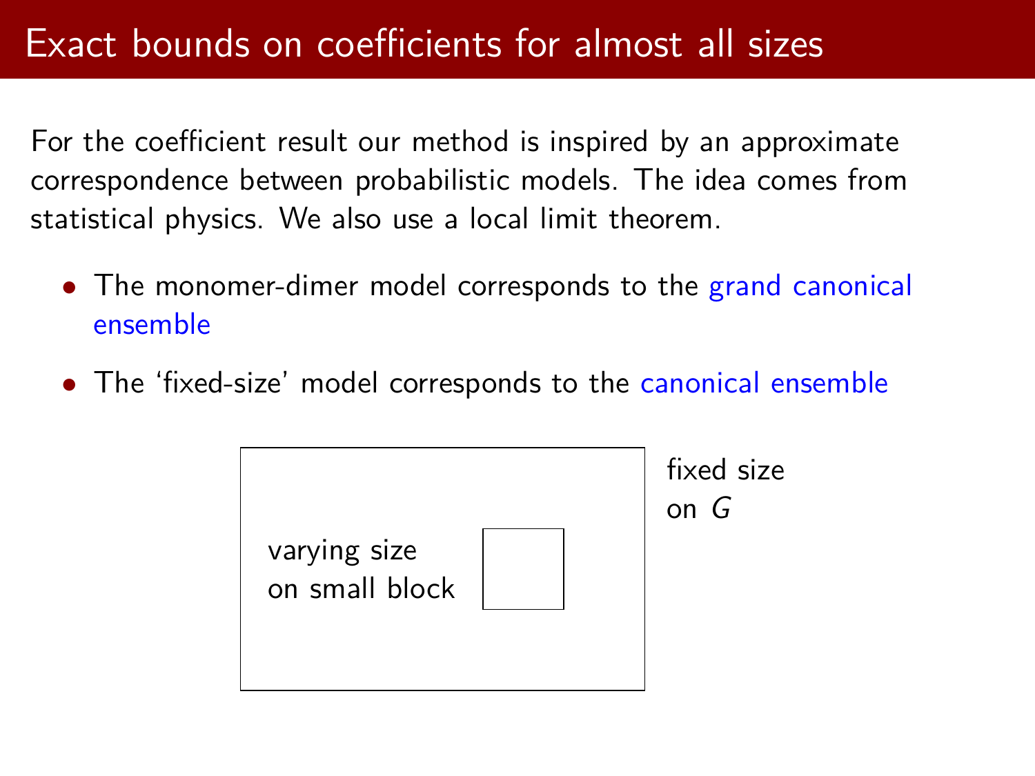# Exact bounds on coefficients for almost all sizes

For the coefficient result our method is inspired by an approximate correspondence between probabilistic models. The idea comes from statistical physics. We also use a local limit theorem.

- The monomer-dimer model corresponds to the grand canonical ensemble
- The 'fixed-size' model corresponds to the canonical ensemble

varying size on small block

fixed size on $G$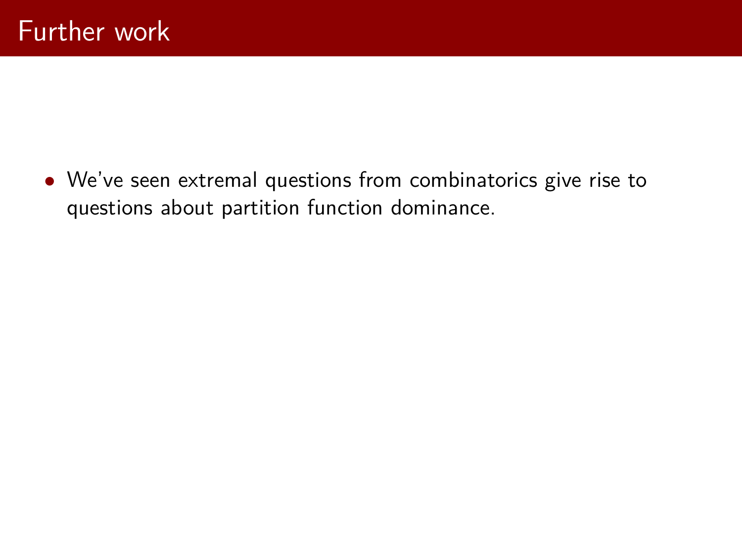# Further work

- We've seen extremal questions from combinatorics give rise to questions about partition function dominance.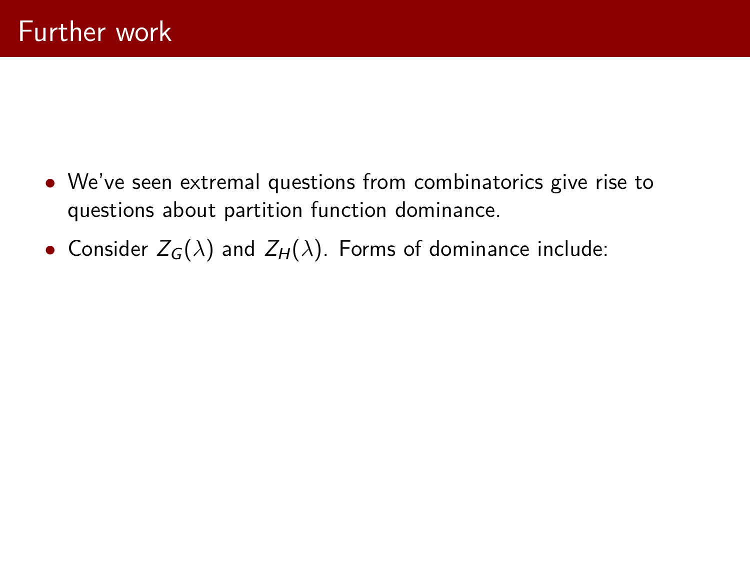# Further work

- We've seen extremal questions from combinatorics give rise to questions about partition function dominance.
- Consider $Z_G(\lambda)$ and $Z_H(\lambda)$. Forms of dominance include: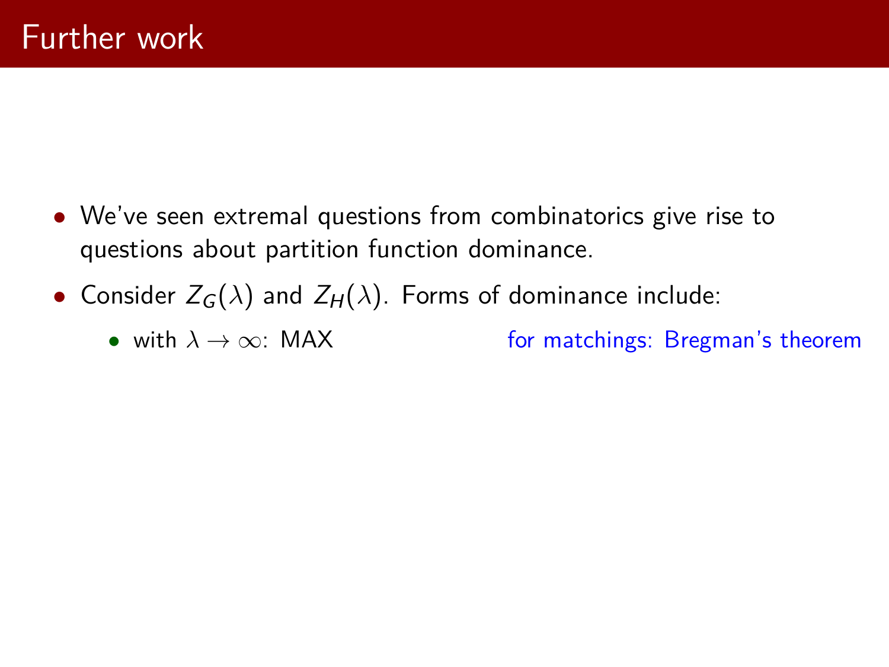# Further work

- We've seen extremal questions from combinatorics give rise to questions about partition function dominance.
- Consider $Z_G(\lambda)$ and $Z_H(\lambda)$. Forms of dominance include:
  - with $\lambda \to \infty$: MAX — for matchings: Bregman's theorem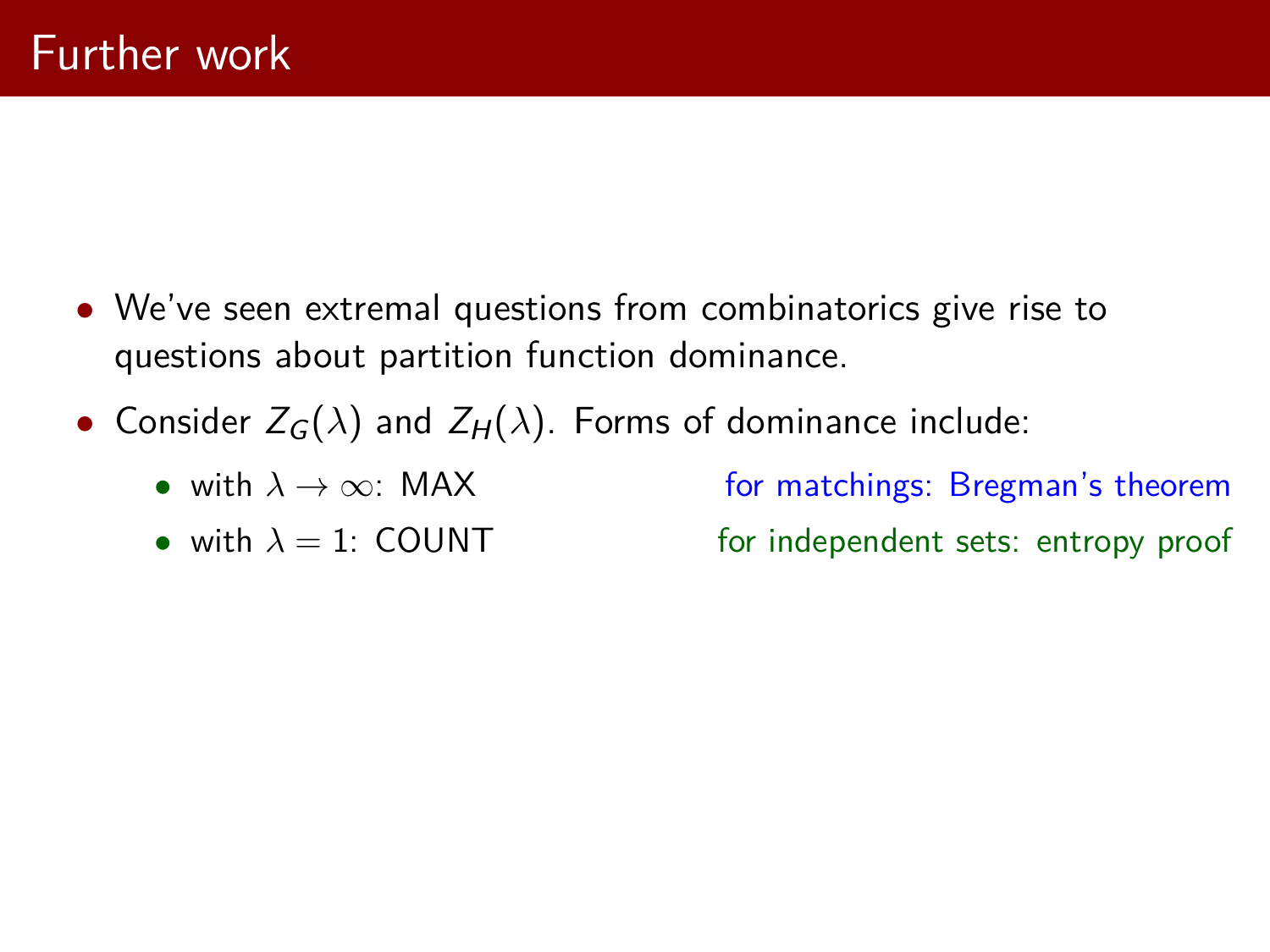# Further work

- We've seen extremal questions from combinatorics give rise to questions about partition function dominance.
- Consider $Z_G(\lambda)$ and $Z_H(\lambda)$. Forms of dominance include:
  - with $\lambda \to \infty$: MAX — for matchings: Bregman's theorem
  - with $\lambda = 1$: COUNT — for independent sets: entropy proof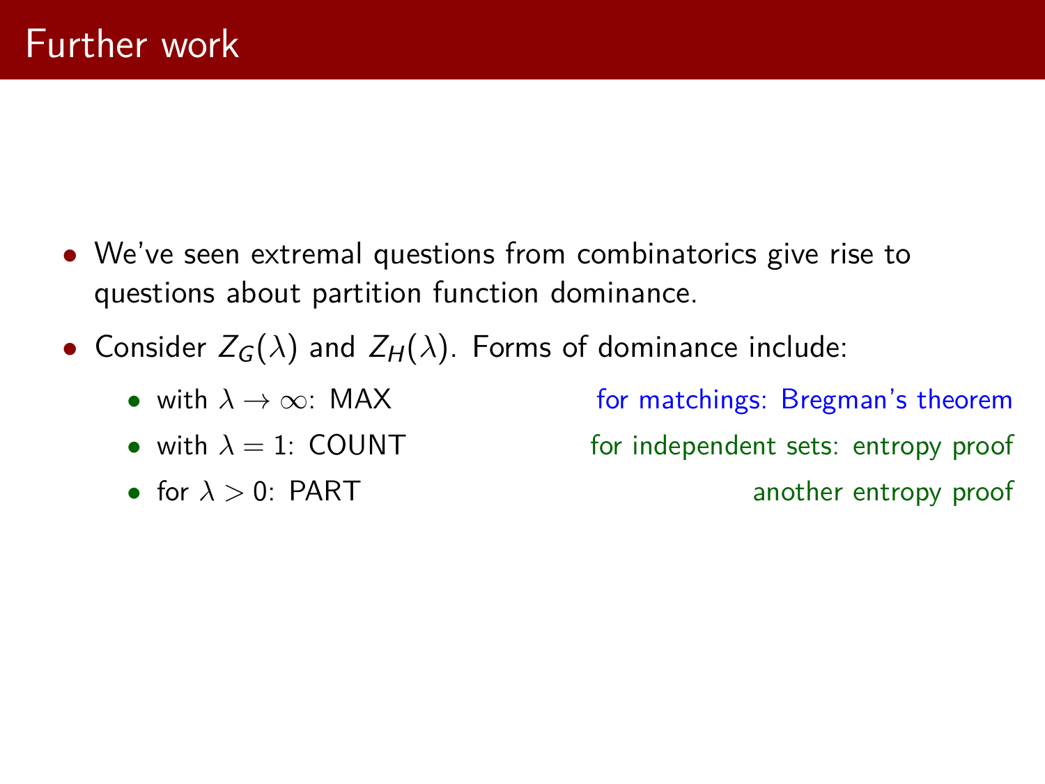# Further work

- We've seen extremal questions from combinatorics give rise to questions about partition function dominance.
- Consider $Z_G(\lambda)$ and $Z_H(\lambda)$. Forms of dominance include:
  - with $\lambda \to \infty$: MAX — for matchings: Bregman's theorem
  - with $\lambda = 1$: COUNT — for independent sets: entropy proof
  - for $\lambda > 0$: PART — another entropy proof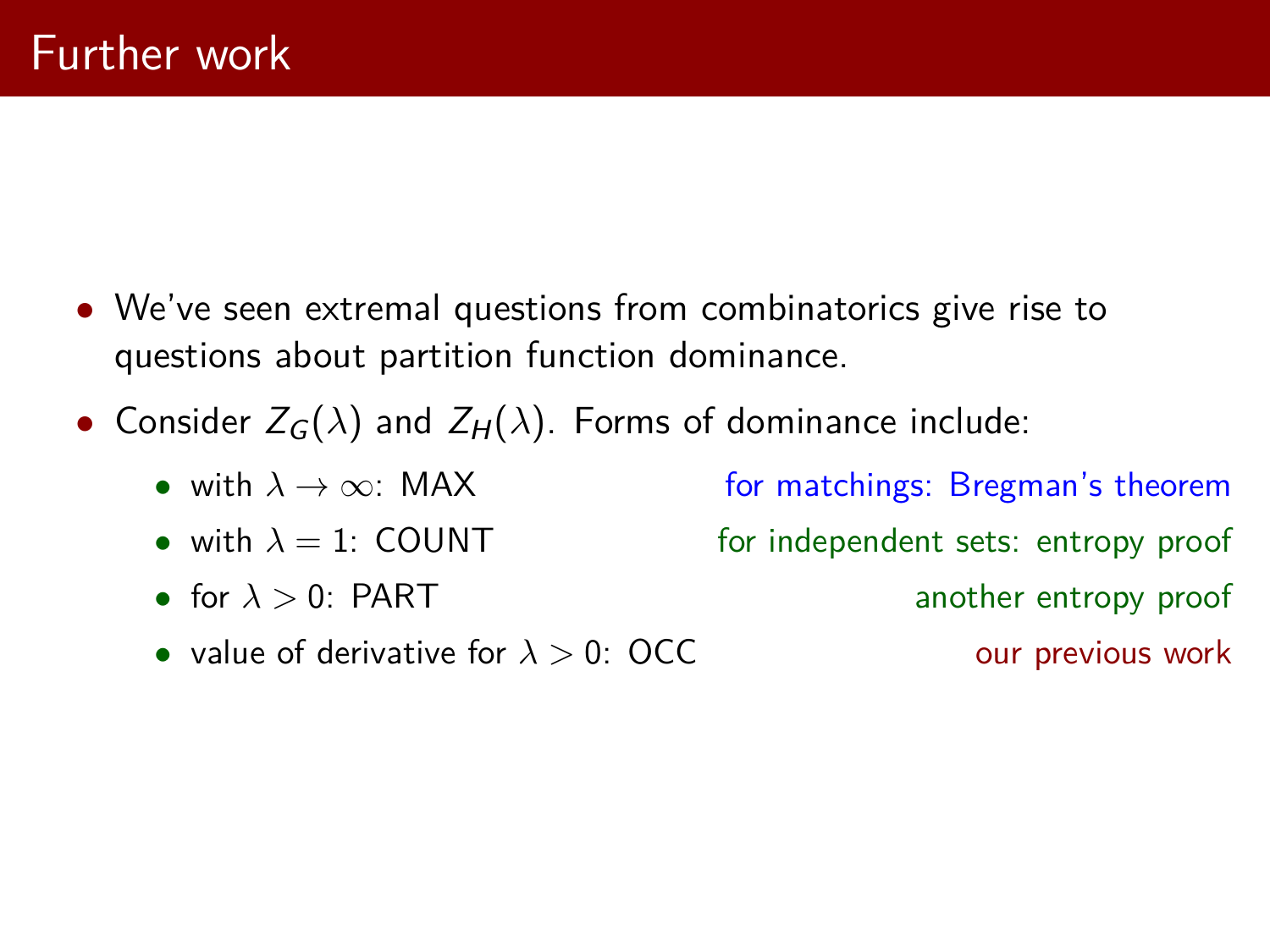# Further work

- We've seen extremal questions from combinatorics give rise to questions about partition function dominance.
- Consider $Z_G(\lambda)$ and $Z_H(\lambda)$. Forms of dominance include:
  - with $\lambda \to \infty$: MAX — for matchings: Bregman's theorem
  - with $\lambda = 1$: COUNT — for independent sets: entropy proof
  - for $\lambda > 0$: PART — another entropy proof
  - value of derivative for $\lambda > 0$: OCC — our previous work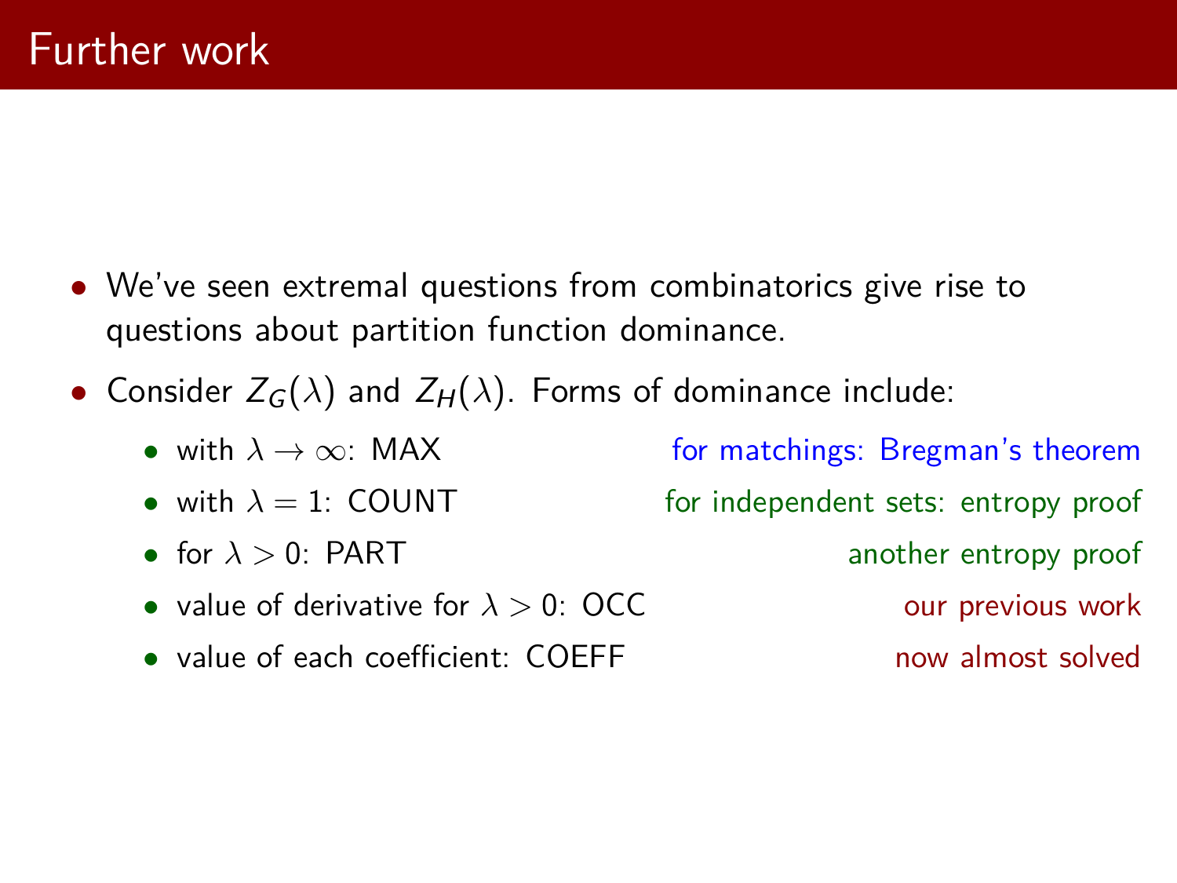# Further work

- We've seen extremal questions from combinatorics give rise to questions about partition function dominance.
- Consider $Z_G(\lambda)$ and $Z_H(\lambda)$. Forms of dominance include:
  - with $\lambda \to \infty$: MAX — for matchings: Bregman's theorem
  - with $\lambda = 1$: COUNT — for independent sets: entropy proof
  - for $\lambda > 0$: PART — another entropy proof
  - value of derivative for $\lambda > 0$: OCC — our previous work
  - value of each coefficient: COEFF — now almost solved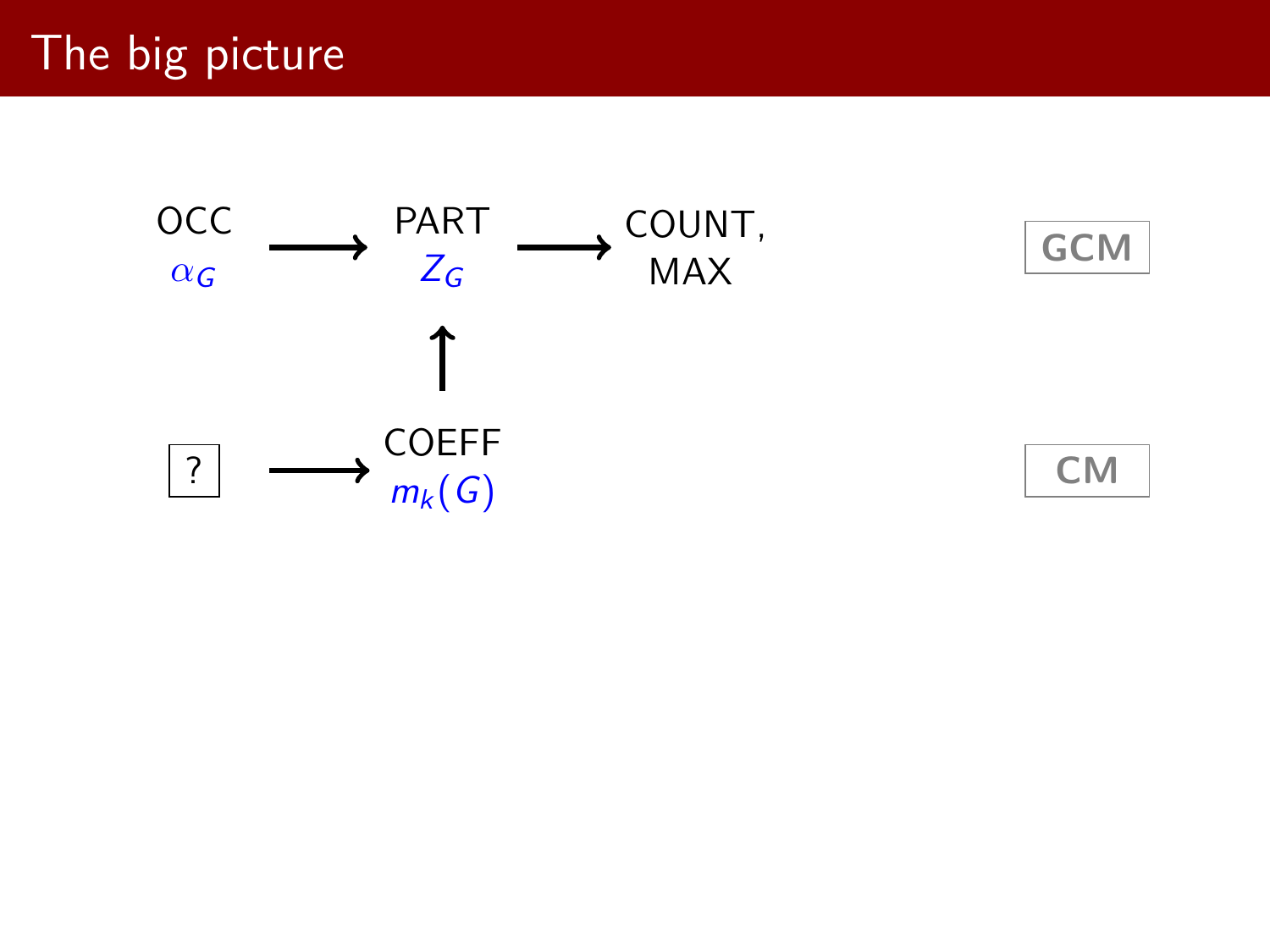# The big picture

OCC $\alpha_G$ ⟶ PART $Z_G$ ⟶ COUNT, MAX **GCM**

↑

? ⟶ COEFF $m_k(G)$ **CM**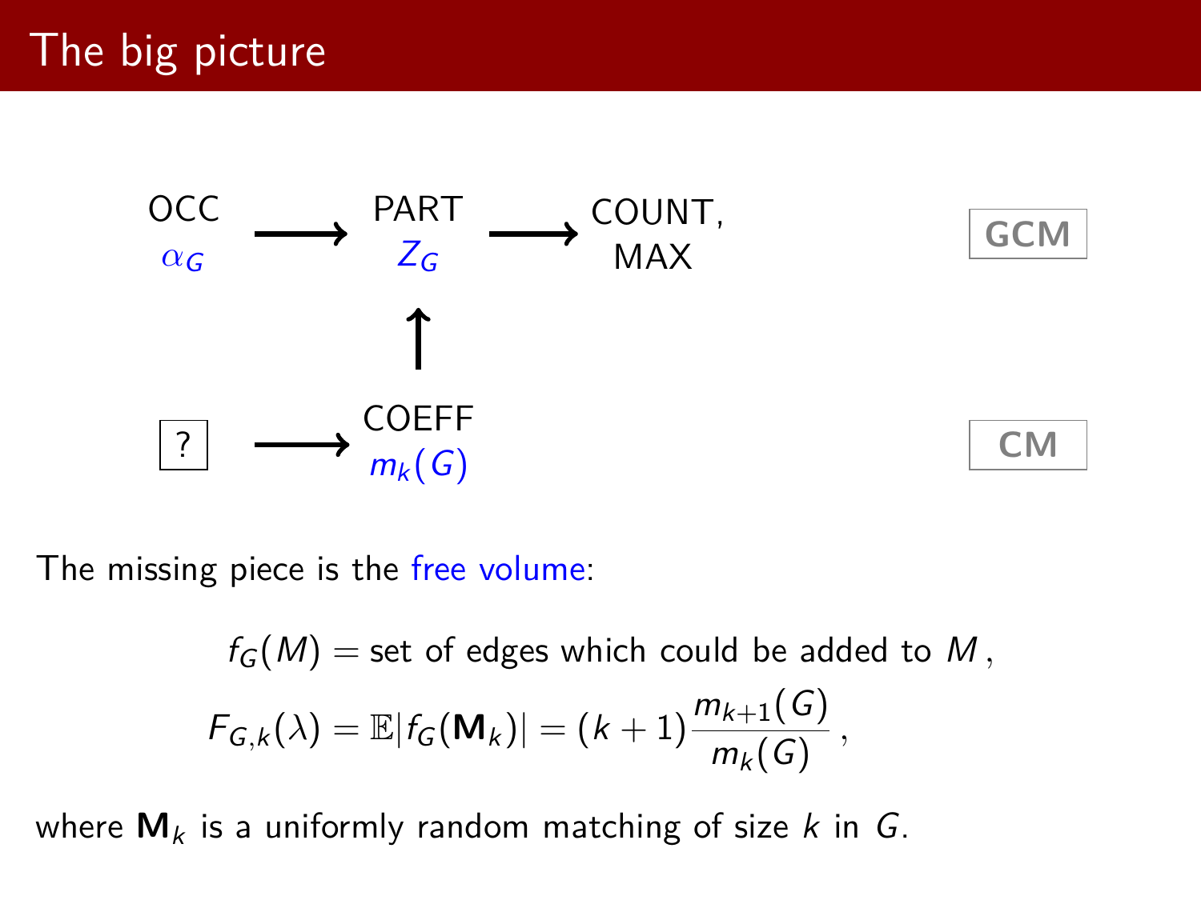# The big picture

OCC $\alpha_G$ ⟶ PART $Z_G$ ⟶ COUNT, MAX  **GCM**

↑

? ⟶ COEFF $m_k(G)$  **CM**

The missing piece is the free volume:

$$f_G(M) = \text{set of edges which could be added to } M\,,$$

$$F_{G,k}(\lambda) = \mathbb{E}|f_G(\mathbf{M}_k)| = (k+1)\frac{m_{k+1}(G)}{m_k(G)}\,,$$

where $\mathbf{M}_k$ is a uniformly random matching of size $k$ in $G$.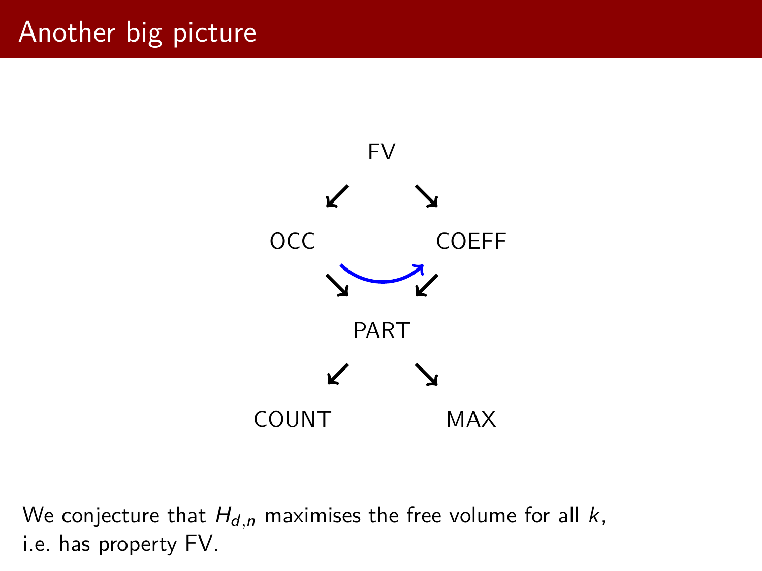# Another big picture

FV

OCC

COEFF

PART

COUNT

MAX

We conjecture that $H_{d,n}$ maximises the free volume for all $k$, i.e. has property FV.